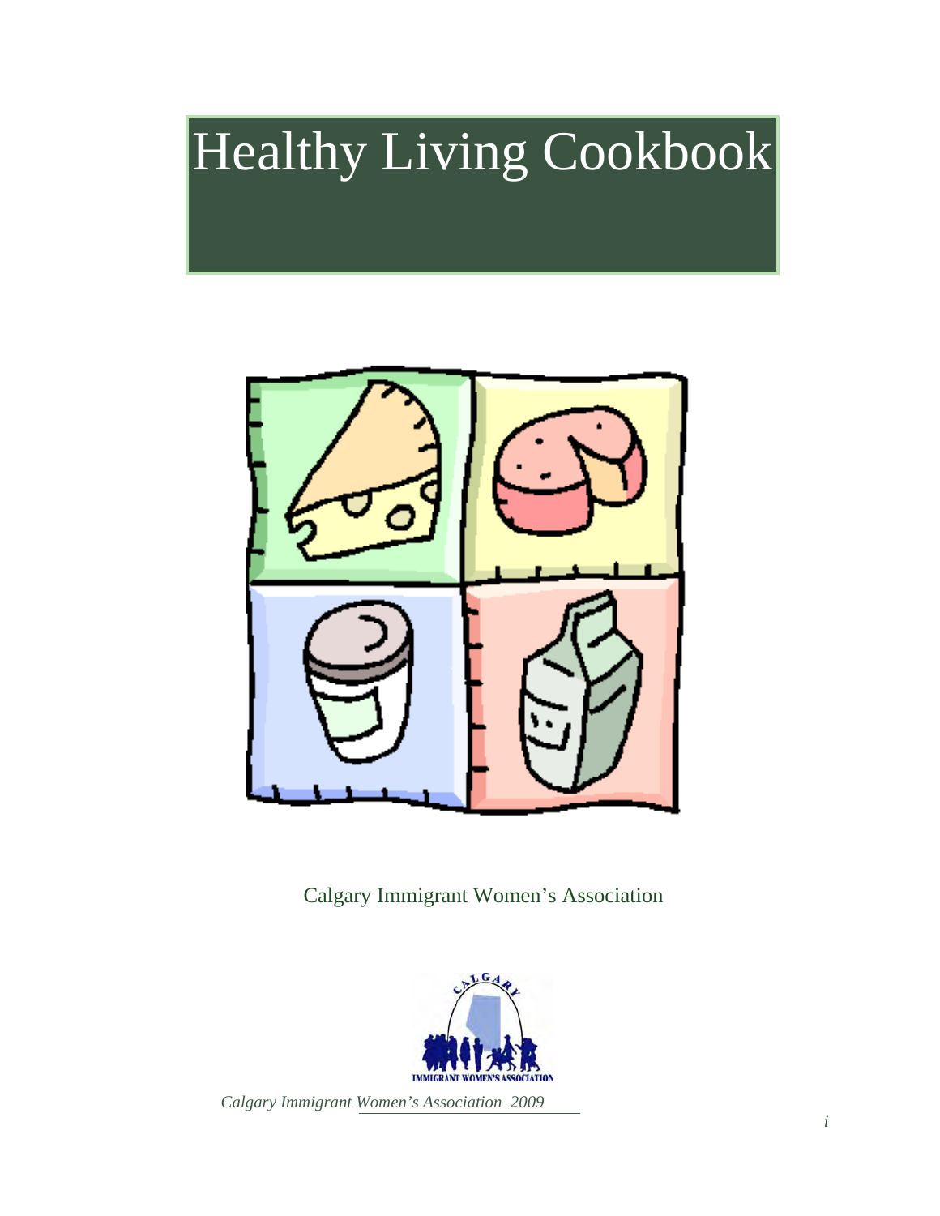# Healthy Living Cookbook

Calgary Immigrant Women's Association

*Calgary Immigrant Women's Association 2009*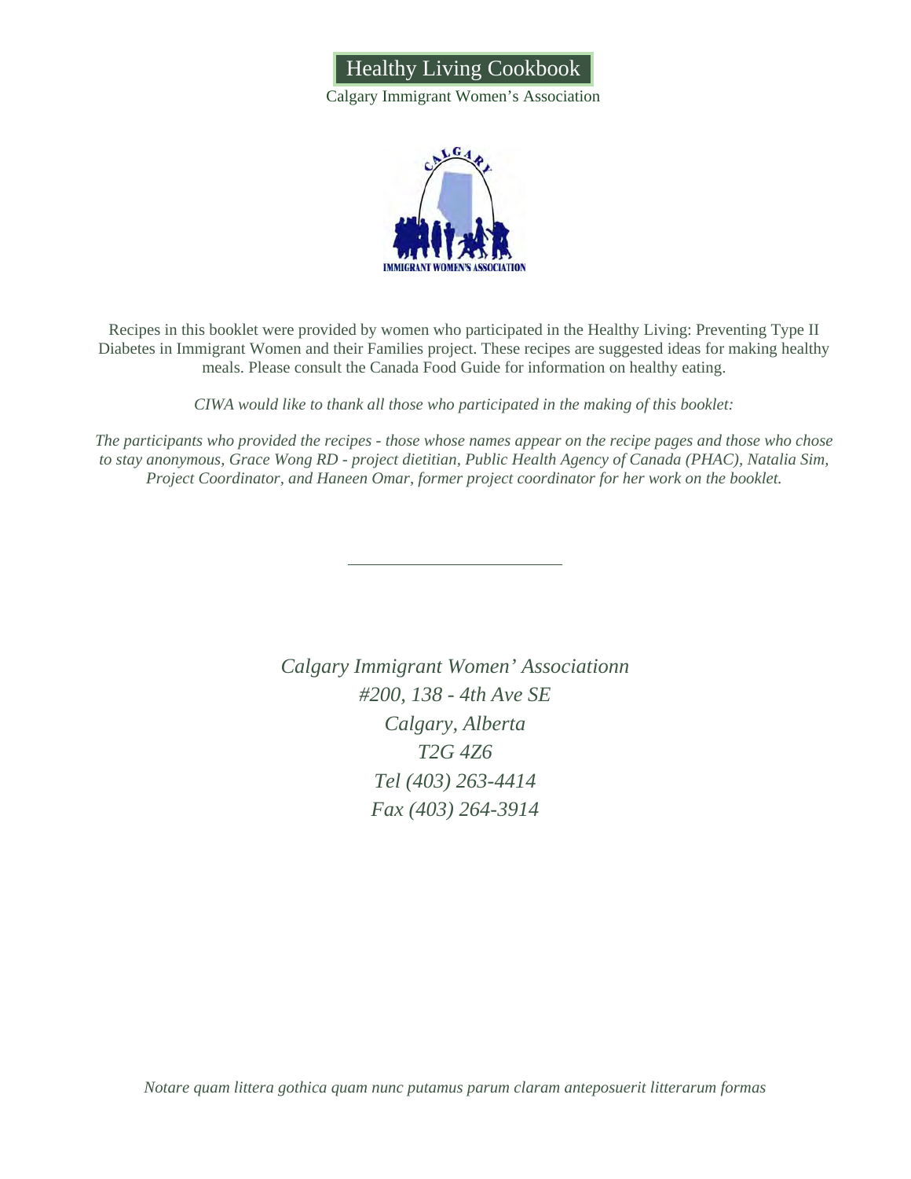# Healthy Living Cookbook

Calgary Immigrant Women's Association

Recipes in this booklet were provided by women who participated in the Healthy Living: Preventing Type II Diabetes in Immigrant Women and their Families project. These recipes are suggested ideas for making healthy meals. Please consult the Canada Food Guide for information on healthy eating.

*CIWA would like to thank all those who participated in the making of this booklet:*

*The participants who provided the recipes - those whose names appear on the recipe pages and those who chose to stay anonymous, Grace Wong RD - project dietitian, Public Health Agency of Canada (PHAC), Natalia Sim, Project Coordinator, and Haneen Omar, former project coordinator for her work on the booklet.*

---

*Calgary Immigrant Women' Associationn*
*#200, 138 - 4th Ave SE*
*Calgary, Alberta*
*T2G 4Z6*
*Tel (403) 263-4414*
*Fax (403) 264-3914*

*Notare quam littera gothica quam nunc putamus parum claram anteposuerit litterarum formas*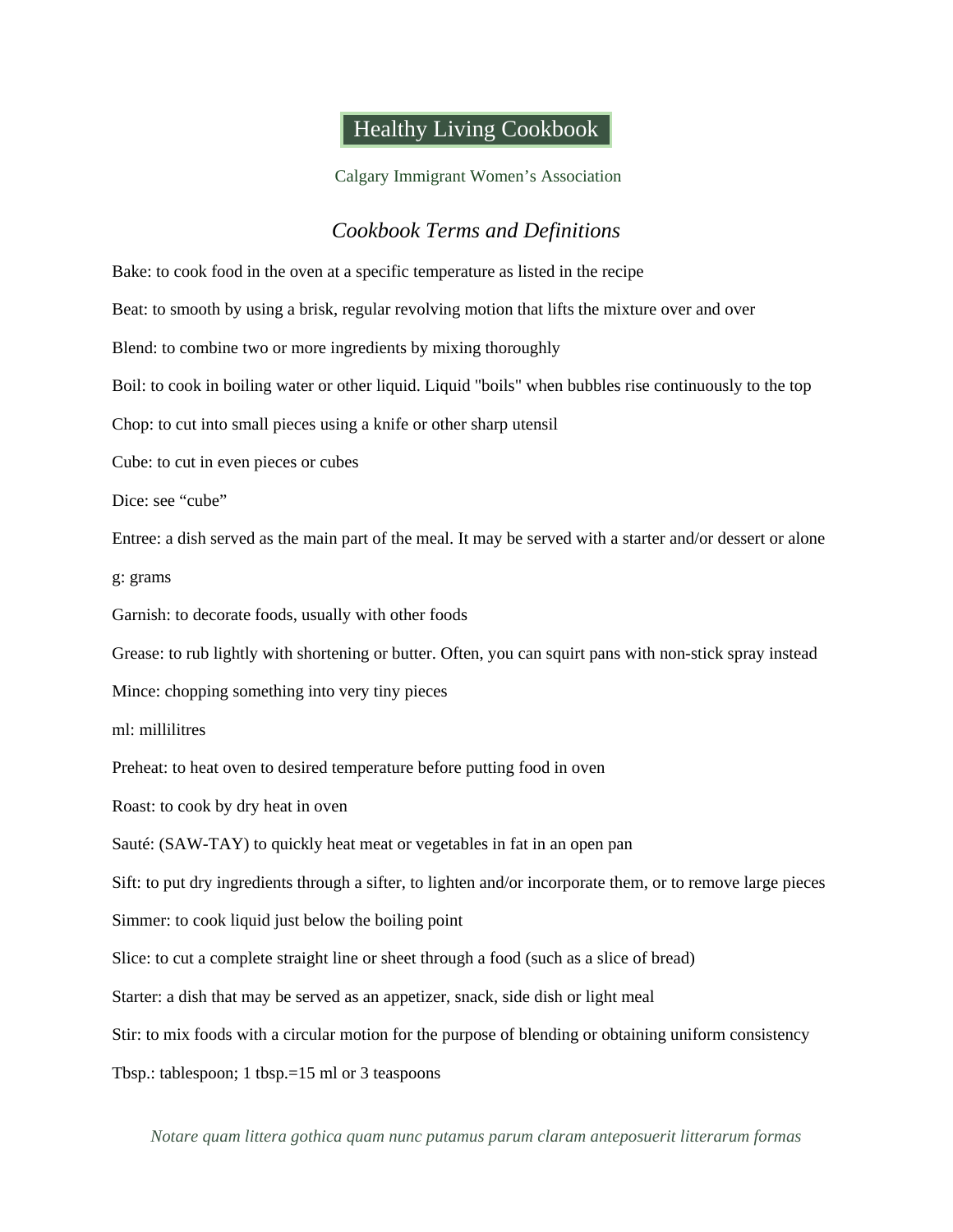## *Cookbook Terms and Definitions*

Bake: to cook food in the oven at a specific temperature as listed in the recipe

Beat: to smooth by using a brisk, regular revolving motion that lifts the mixture over and over

Blend: to combine two or more ingredients by mixing thoroughly

Boil: to cook in boiling water or other liquid. Liquid "boils" when bubbles rise continuously to the top

Chop: to cut into small pieces using a knife or other sharp utensil

Cube: to cut in even pieces or cubes

Dice: see “cube”

Entree: a dish served as the main part of the meal. It may be served with a starter and/or dessert or alone

g: grams

Garnish: to decorate foods, usually with other foods

Grease: to rub lightly with shortening or butter. Often, you can squirt pans with non-stick spray instead

Mince: chopping something into very tiny pieces

ml: millilitres

Preheat: to heat oven to desired temperature before putting food in oven

Roast: to cook by dry heat in oven

Sauté: (SAW-TAY) to quickly heat meat or vegetables in fat in an open pan

Sift: to put dry ingredients through a sifter, to lighten and/or incorporate them, or to remove large pieces

Simmer: to cook liquid just below the boiling point

Slice: to cut a complete straight line or sheet through a food (such as a slice of bread)

Starter: a dish that may be served as an appetizer, snack, side dish or light meal

Stir: to mix foods with a circular motion for the purpose of blending or obtaining uniform consistency

Tbsp.: tablespoon; 1 tbsp.=15 ml or 3 teaspoons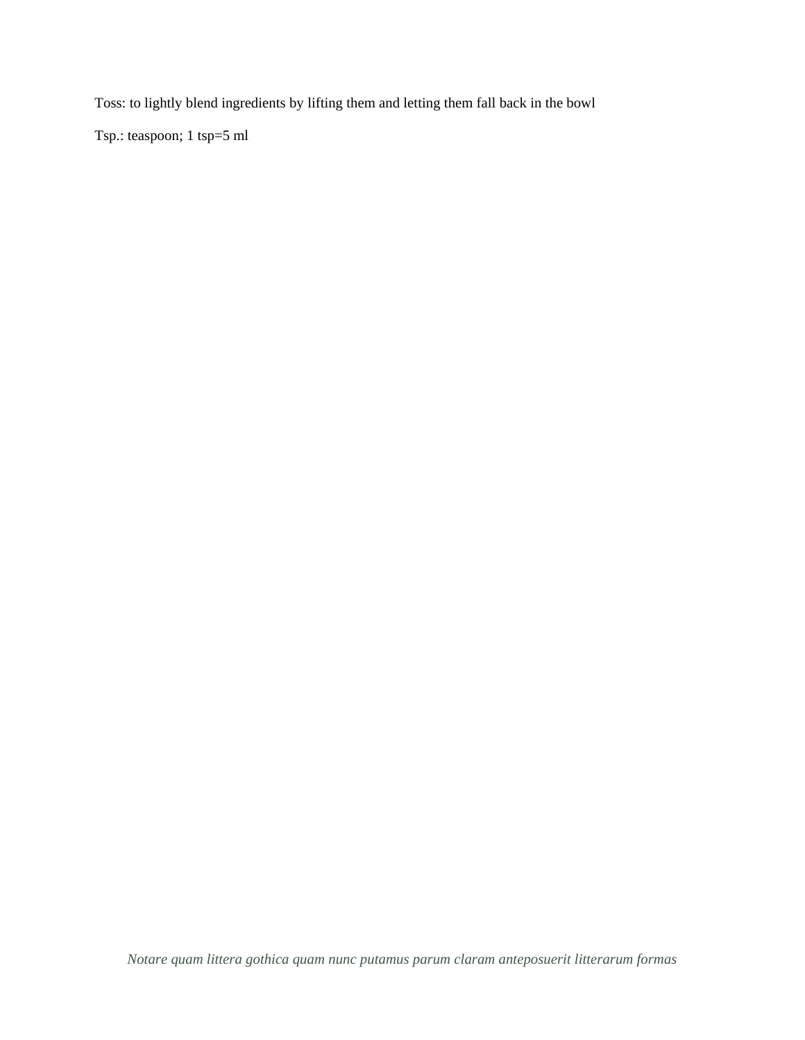Toss: to lightly blend ingredients by lifting them and letting them fall back in the bowl

Tsp.: teaspoon; 1 tsp=5 ml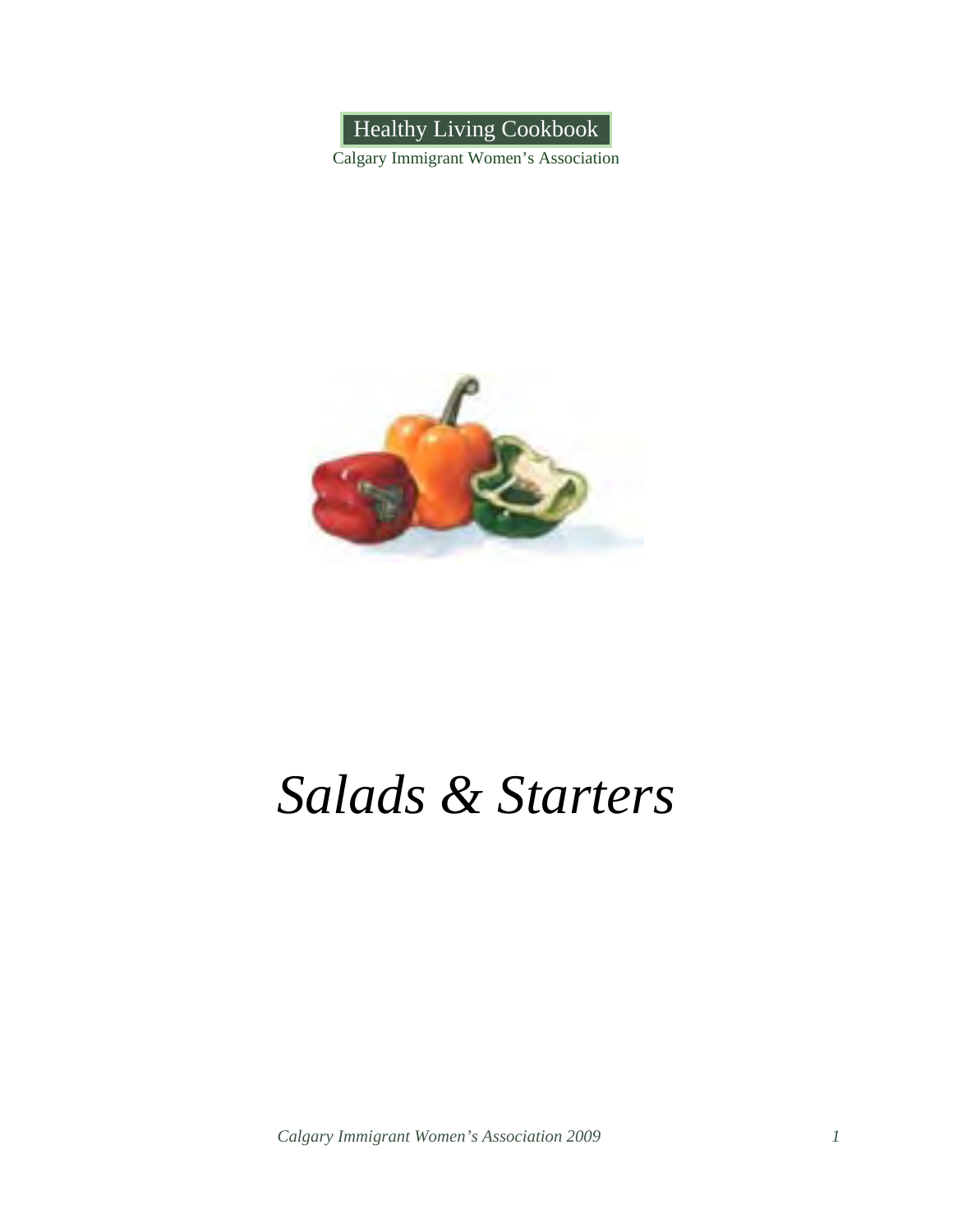# *Salads & Starters*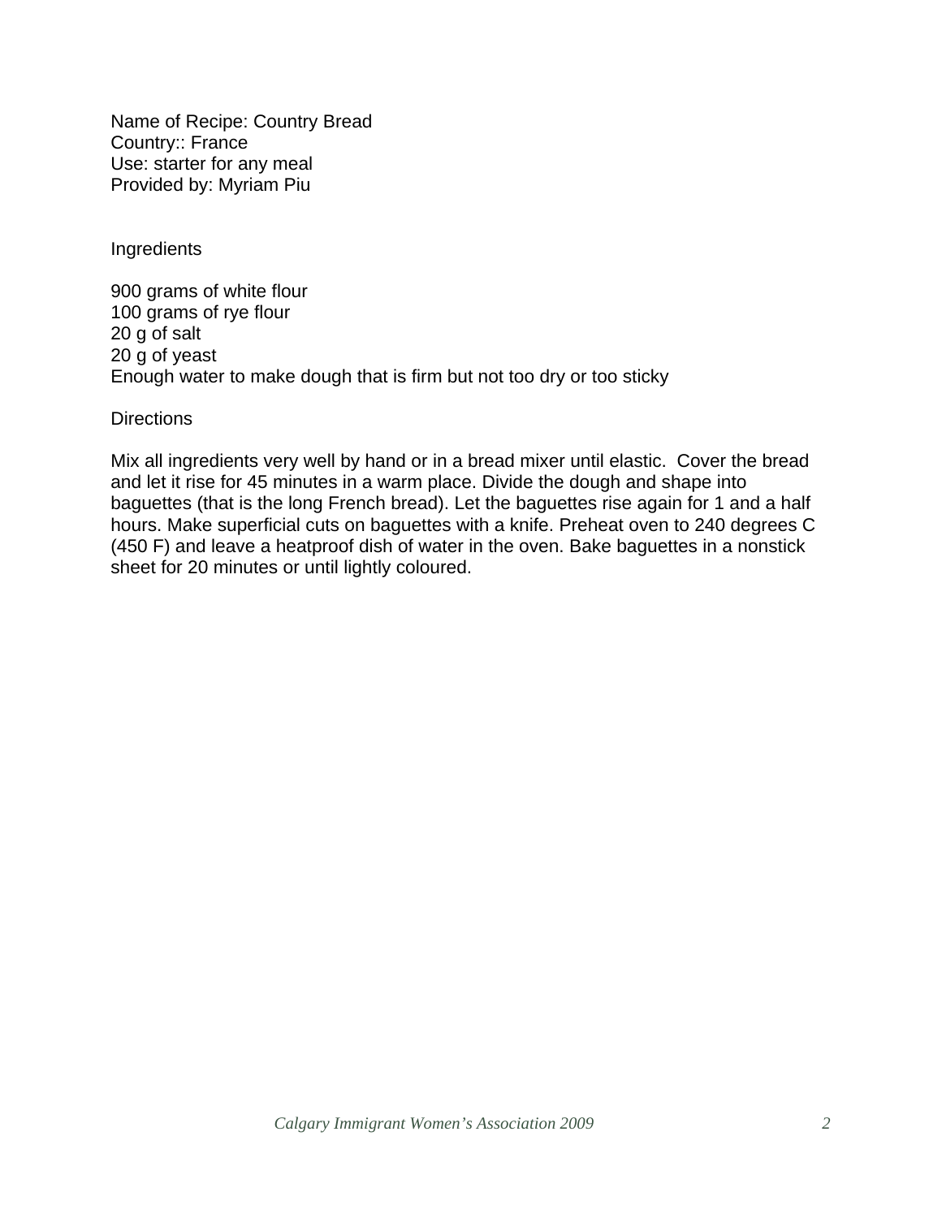Name of Recipe: Country Bread
Country:: France
Use: starter for any meal
Provided by: Myriam Piu

Ingredients

900 grams of white flour
100 grams of rye flour
20 g of salt
20 g of yeast
Enough water to make dough that is firm but not too dry or too sticky

Directions

Mix all ingredients very well by hand or in a bread mixer until elastic.  Cover the bread and let it rise for 45 minutes in a warm place. Divide the dough and shape into baguettes (that is the long French bread). Let the baguettes rise again for 1 and a half hours. Make superficial cuts on baguettes with a knife. Preheat oven to 240 degrees C (450 F) and leave a heatproof dish of water in the oven. Bake baguettes in a nonstick sheet for 20 minutes or until lightly coloured.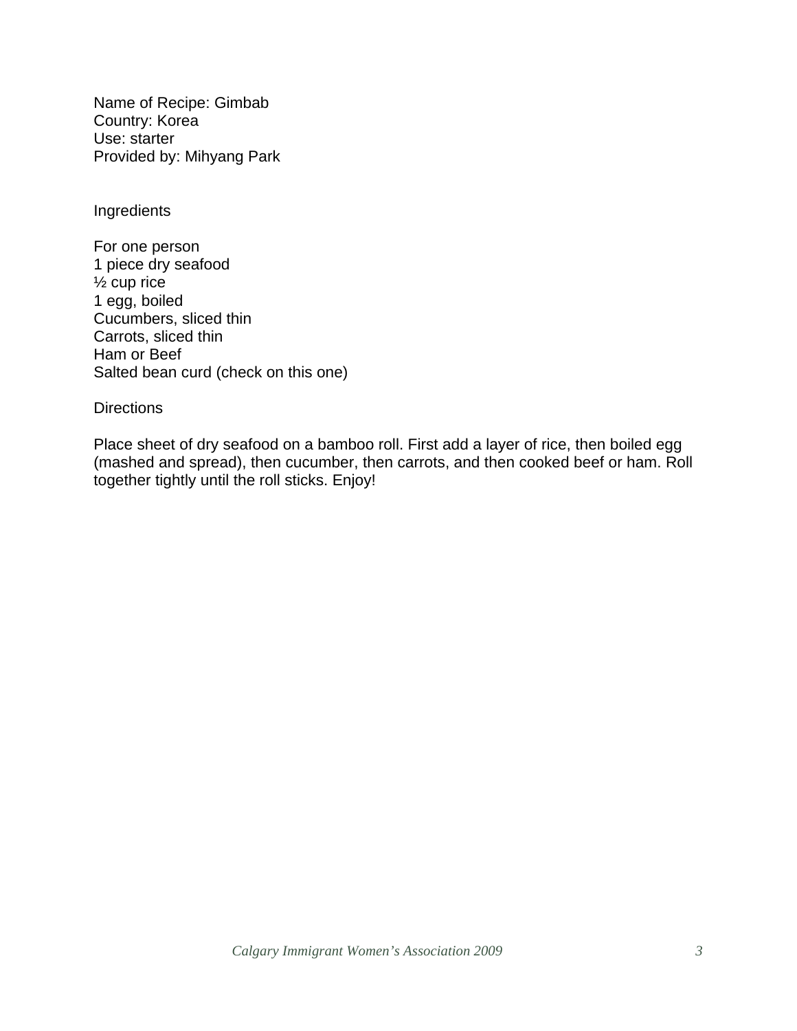Name of Recipe: Gimbab
Country: Korea
Use: starter
Provided by: Mihyang Park

Ingredients

For one person
1 piece dry seafood
½ cup rice
1 egg, boiled
Cucumbers, sliced thin
Carrots, sliced thin
Ham or Beef
Salted bean curd (check on this one)

Directions

Place sheet of dry seafood on a bamboo roll. First add a layer of rice, then boiled egg (mashed and spread), then cucumber, then carrots, and then cooked beef or ham. Roll together tightly until the roll sticks. Enjoy!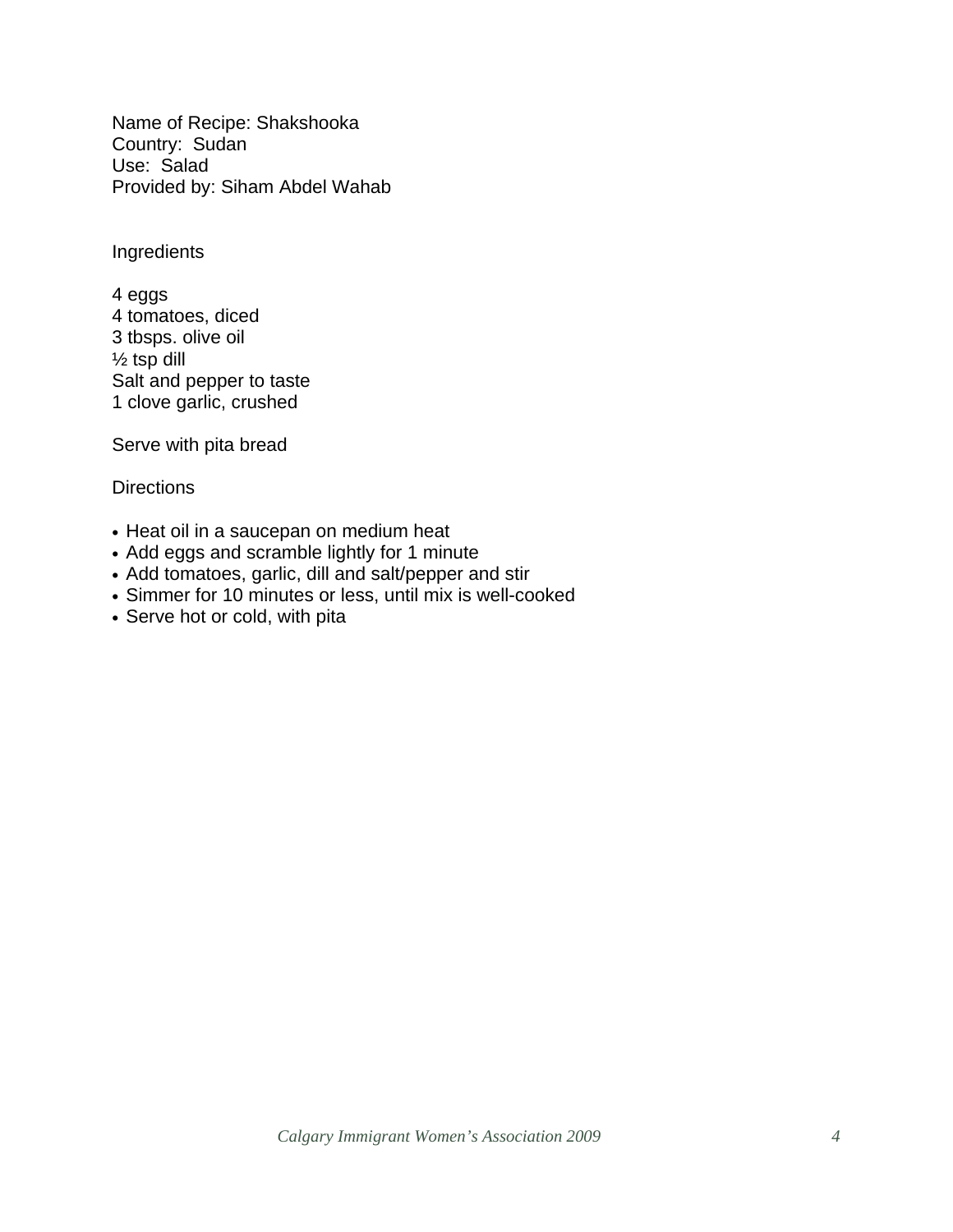Name of Recipe: Shakshooka
Country: Sudan
Use: Salad
Provided by: Siham Abdel Wahab

Ingredients

4 eggs
4 tomatoes, diced
3 tbsps. olive oil
½ tsp dill
Salt and pepper to taste
1 clove garlic, crushed

Serve with pita bread

Directions

- Heat oil in a saucepan on medium heat
- Add eggs and scramble lightly for 1 minute
- Add tomatoes, garlic, dill and salt/pepper and stir
- Simmer for 10 minutes or less, until mix is well-cooked
- Serve hot or cold, with pita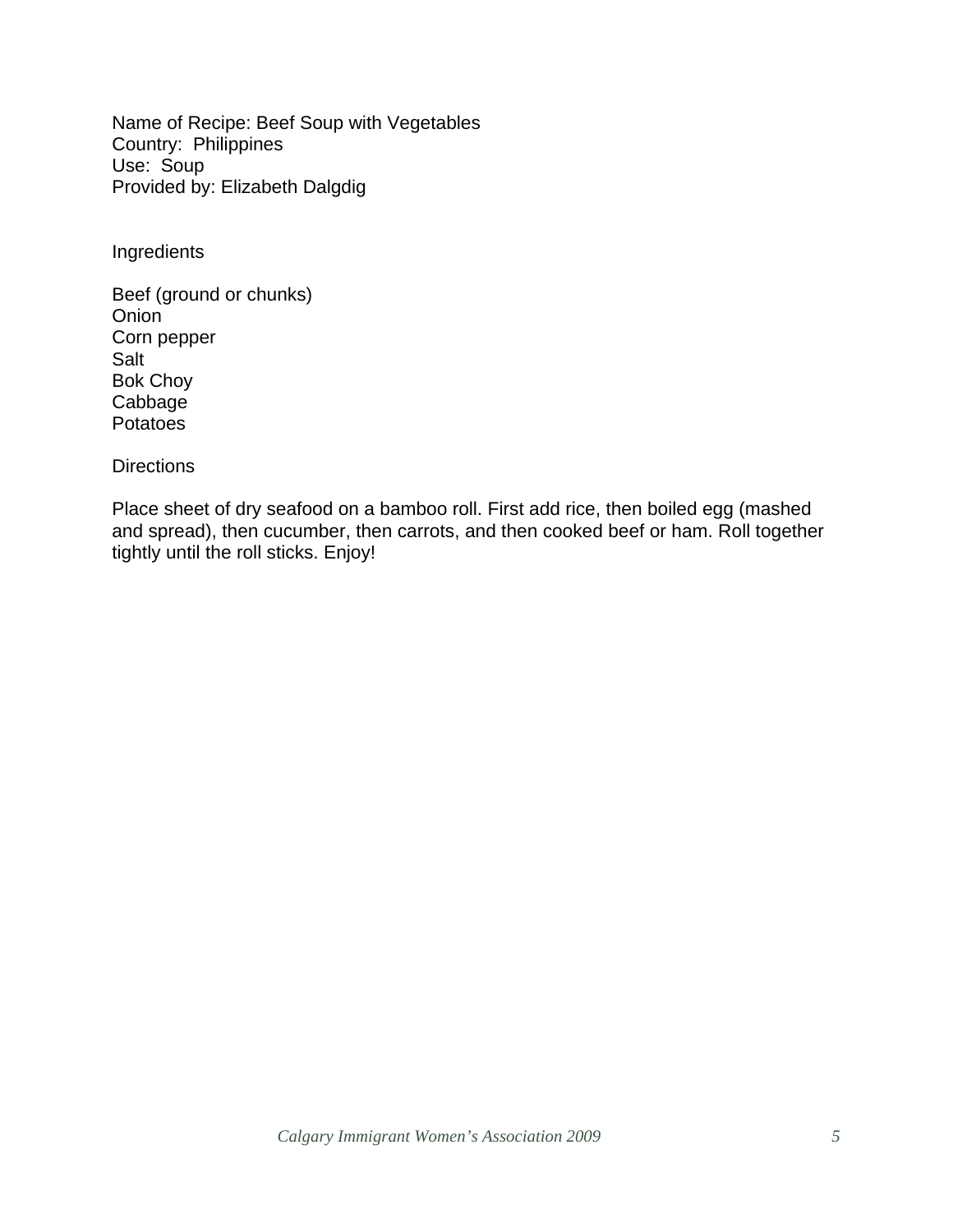Name of Recipe: Beef Soup with Vegetables
Country: Philippines
Use: Soup
Provided by: Elizabeth Dalgdig

Ingredients

Beef (ground or chunks)
Onion
Corn pepper
Salt
Bok Choy
Cabbage
Potatoes

Directions

Place sheet of dry seafood on a bamboo roll. First add rice, then boiled egg (mashed and spread), then cucumber, then carrots, and then cooked beef or ham. Roll together tightly until the roll sticks. Enjoy!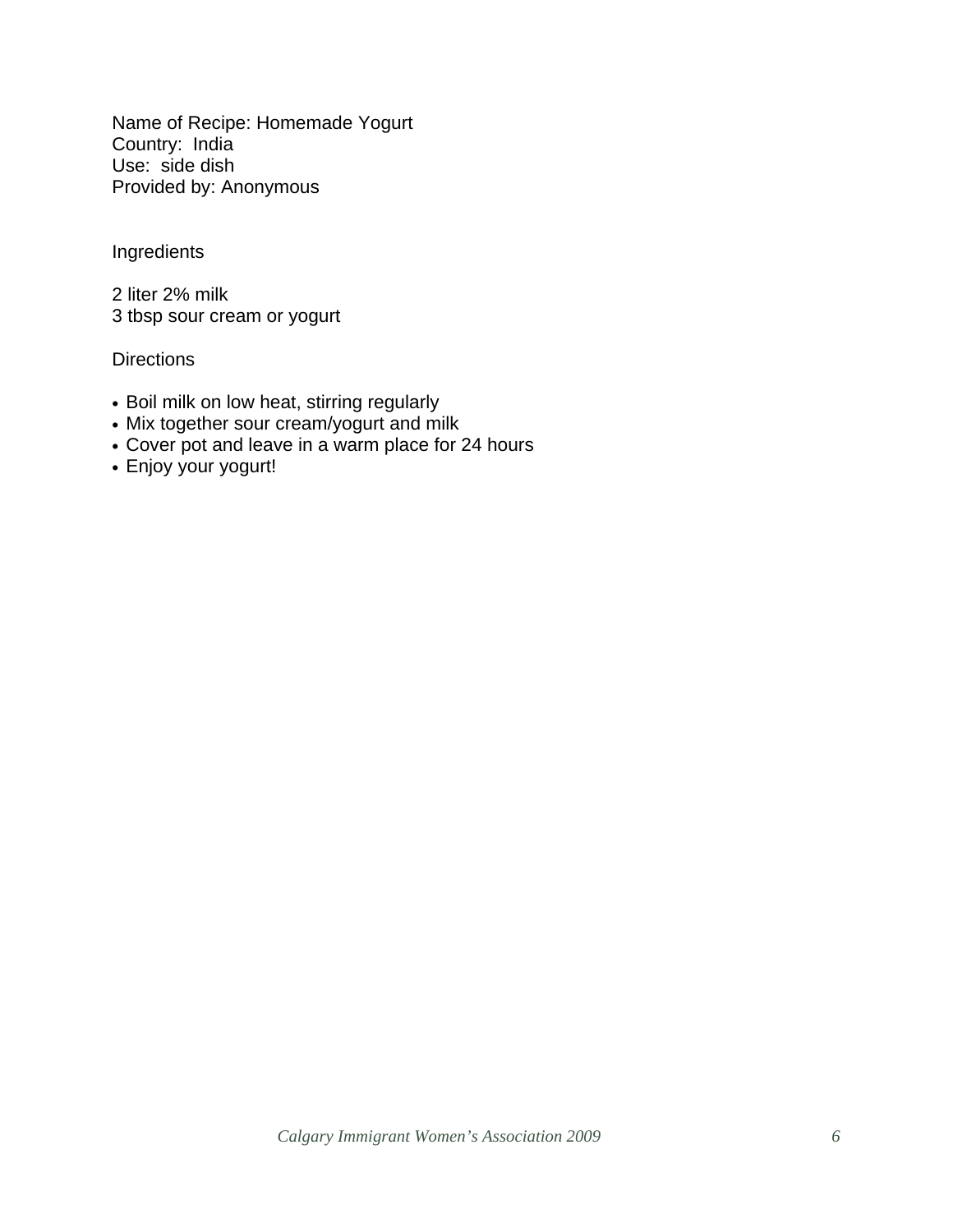Name of Recipe: Homemade Yogurt
Country: India
Use: side dish
Provided by: Anonymous

Ingredients

2 liter 2% milk
3 tbsp sour cream or yogurt

Directions

- Boil milk on low heat, stirring regularly
- Mix together sour cream/yogurt and milk
- Cover pot and leave in a warm place for 24 hours
- Enjoy your yogurt!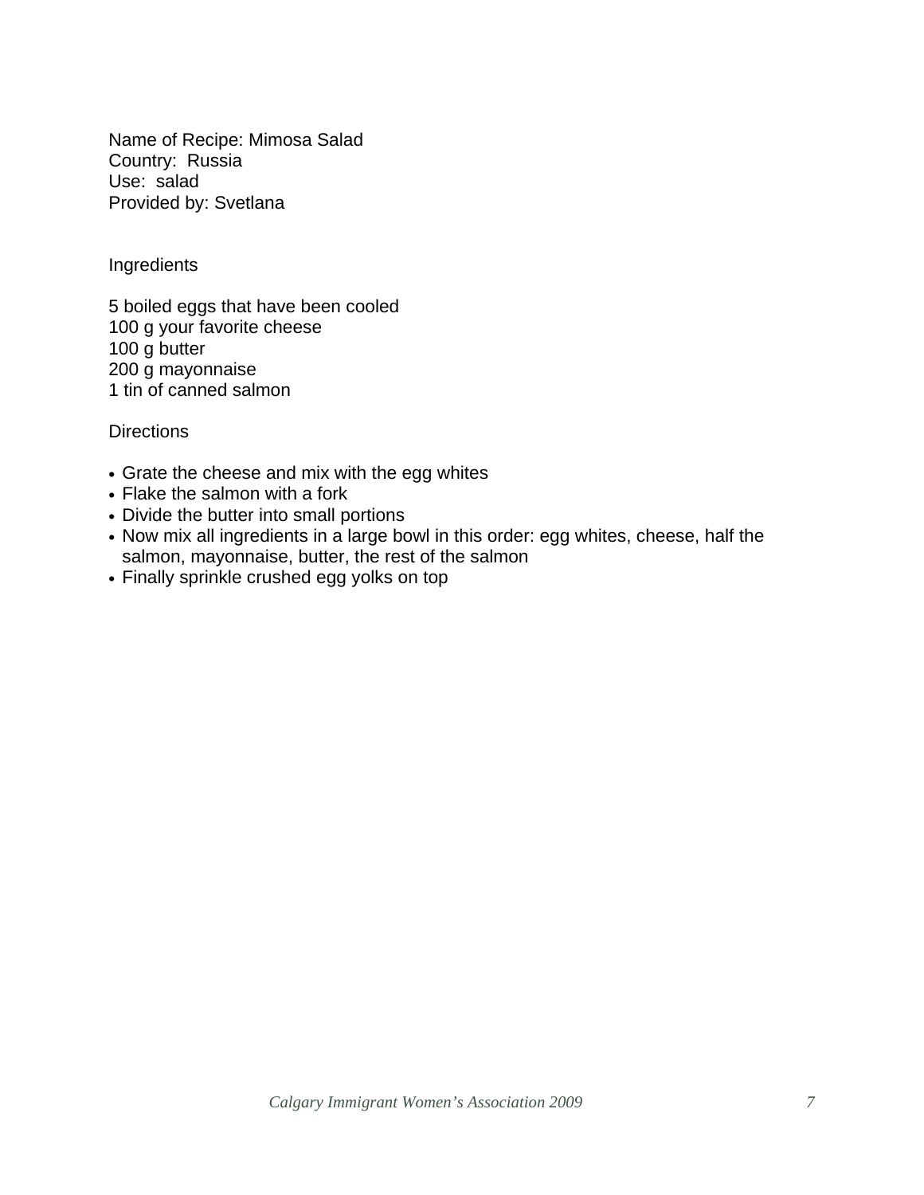Name of Recipe: Mimosa Salad
Country: Russia
Use: salad
Provided by: Svetlana

Ingredients

5 boiled eggs that have been cooled
100 g your favorite cheese
100 g butter
200 g mayonnaise
1 tin of canned salmon

Directions

- Grate the cheese and mix with the egg whites
- Flake the salmon with a fork
- Divide the butter into small portions
- Now mix all ingredients in a large bowl in this order: egg whites, cheese, half the salmon, mayonnaise, butter, the rest of the salmon
- Finally sprinkle crushed egg yolks on top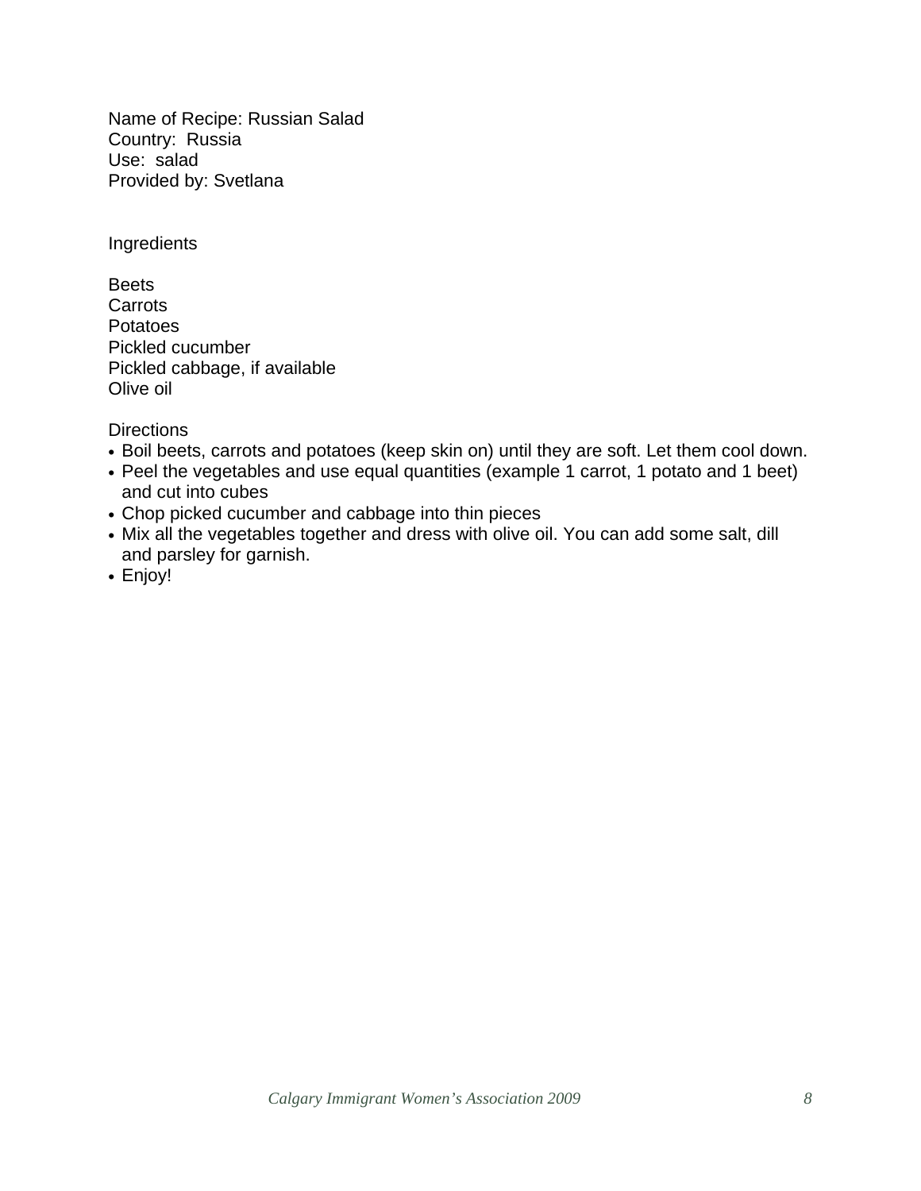Name of Recipe: Russian Salad
Country: Russia
Use: salad
Provided by: Svetlana

Ingredients

Beets
Carrots
Potatoes
Pickled cucumber
Pickled cabbage, if available
Olive oil

Directions

- Boil beets, carrots and potatoes (keep skin on) until they are soft. Let them cool down.
- Peel the vegetables and use equal quantities (example 1 carrot, 1 potato and 1 beet) and cut into cubes
- Chop picked cucumber and cabbage into thin pieces
- Mix all the vegetables together and dress with olive oil. You can add some salt, dill and parsley for garnish.
- Enjoy!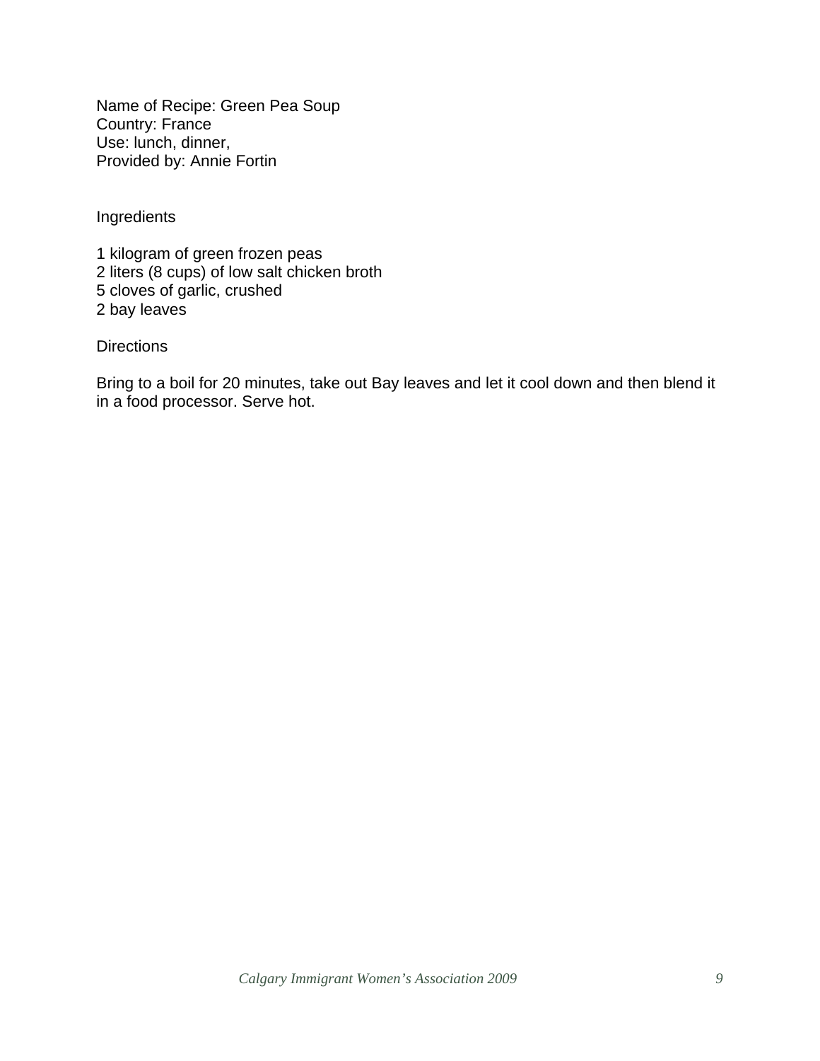Name of Recipe: Green Pea Soup
Country: France
Use: lunch, dinner,
Provided by: Annie Fortin

Ingredients

1 kilogram of green frozen peas
2 liters (8 cups) of low salt chicken broth
5 cloves of garlic, crushed
2 bay leaves

Directions

Bring to a boil for 20 minutes, take out Bay leaves and let it cool down and then blend it in a food processor. Serve hot.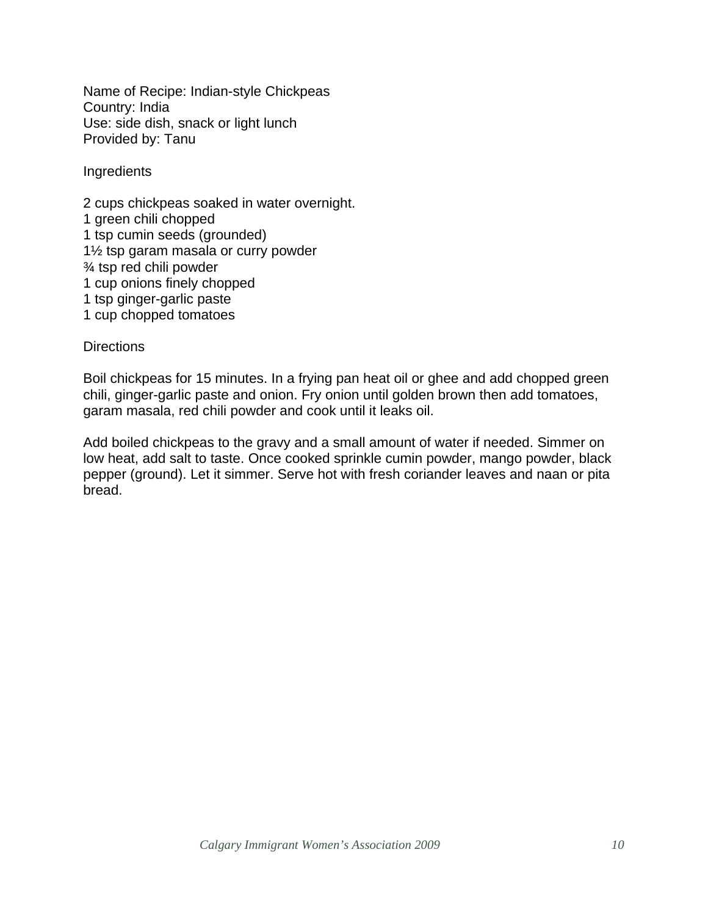Name of Recipe: Indian-style Chickpeas
Country: India
Use: side dish, snack or light lunch
Provided by: Tanu

Ingredients

2 cups chickpeas soaked in water overnight.
1 green chili chopped
1 tsp cumin seeds (grounded)
1½ tsp garam masala or curry powder
¾ tsp red chili powder
1 cup onions finely chopped
1 tsp ginger-garlic paste
1 cup chopped tomatoes

Directions

Boil chickpeas for 15 minutes. In a frying pan heat oil or ghee and add chopped green chili, ginger-garlic paste and onion. Fry onion until golden brown then add tomatoes, garam masala, red chili powder and cook until it leaks oil.

Add boiled chickpeas to the gravy and a small amount of water if needed. Simmer on low heat, add salt to taste. Once cooked sprinkle cumin powder, mango powder, black pepper (ground). Let it simmer. Serve hot with fresh coriander leaves and naan or pita bread.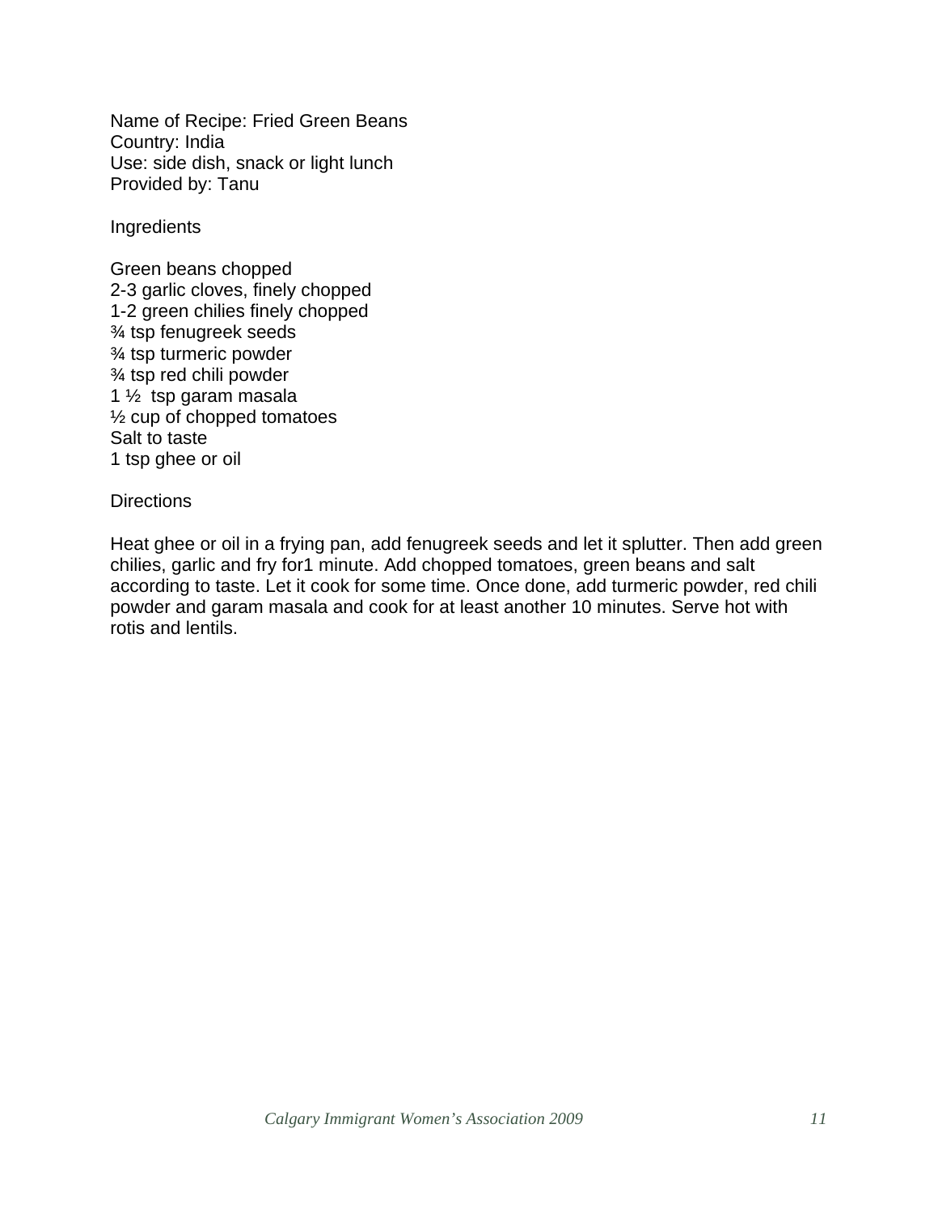Name of Recipe: Fried Green Beans
Country: India
Use: side dish, snack or light lunch
Provided by: Tanu

Ingredients

Green beans chopped
2-3 garlic cloves, finely chopped
1-2 green chilies finely chopped
¾ tsp fenugreek seeds
¾ tsp turmeric powder
¾ tsp red chili powder
1 ½ tsp garam masala
½ cup of chopped tomatoes
Salt to taste
1 tsp ghee or oil

Directions

Heat ghee or oil in a frying pan, add fenugreek seeds and let it splutter. Then add green chilies, garlic and fry for1 minute. Add chopped tomatoes, green beans and salt according to taste. Let it cook for some time. Once done, add turmeric powder, red chili powder and garam masala and cook for at least another 10 minutes. Serve hot with rotis and lentils.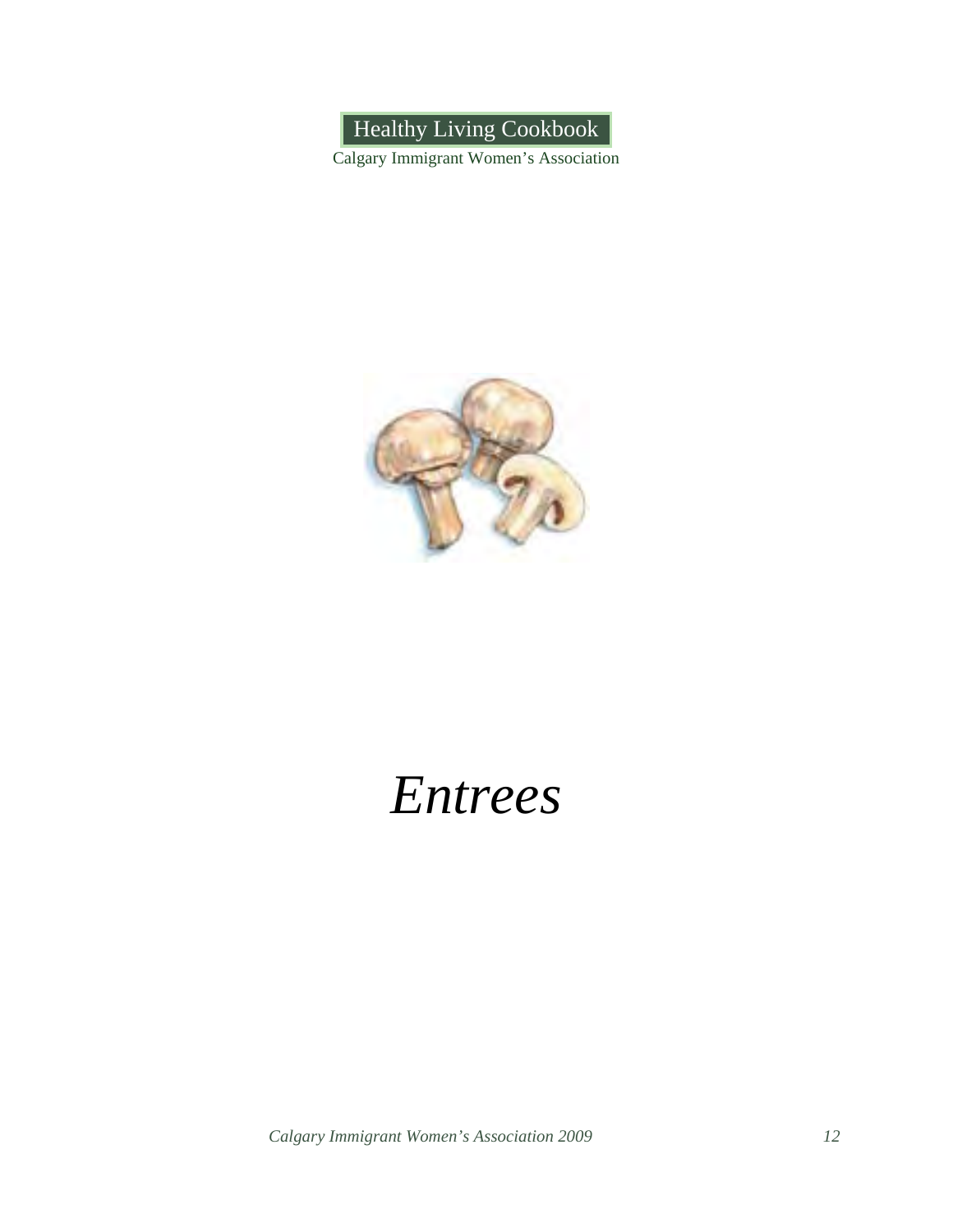# *Entrees*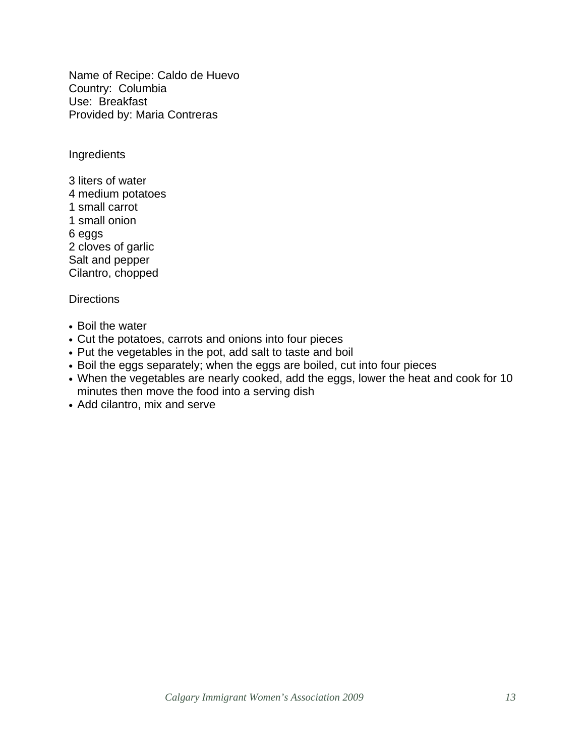Name of Recipe: Caldo de Huevo
Country: Columbia
Use: Breakfast
Provided by: Maria Contreras

Ingredients

3 liters of water
4 medium potatoes
1 small carrot
1 small onion
6 eggs
2 cloves of garlic
Salt and pepper
Cilantro, chopped

Directions

- Boil the water
- Cut the potatoes, carrots and onions into four pieces
- Put the vegetables in the pot, add salt to taste and boil
- Boil the eggs separately; when the eggs are boiled, cut into four pieces
- When the vegetables are nearly cooked, add the eggs, lower the heat and cook for 10 minutes then move the food into a serving dish
- Add cilantro, mix and serve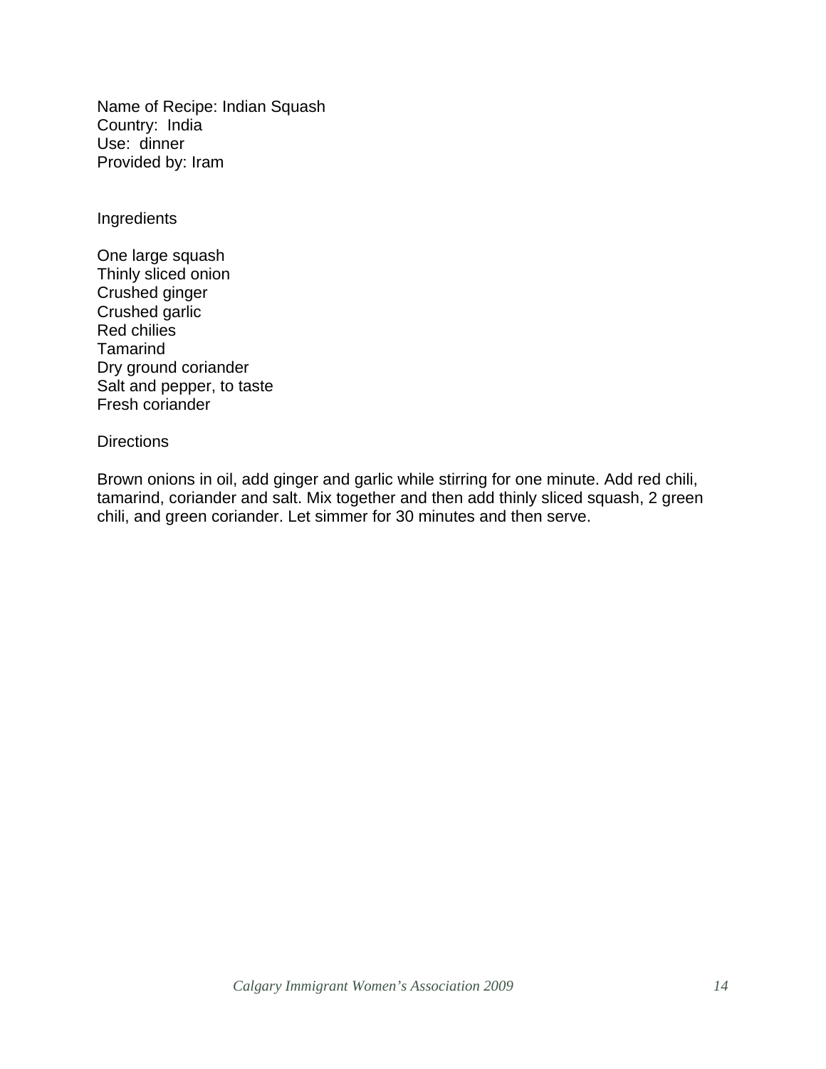Name of Recipe: Indian Squash
Country: India
Use: dinner
Provided by: Iram

Ingredients

One large squash
Thinly sliced onion
Crushed ginger
Crushed garlic
Red chilies
Tamarind
Dry ground coriander
Salt and pepper, to taste
Fresh coriander

Directions

Brown onions in oil, add ginger and garlic while stirring for one minute. Add red chili, tamarind, coriander and salt. Mix together and then add thinly sliced squash, 2 green chili, and green coriander. Let simmer for 30 minutes and then serve.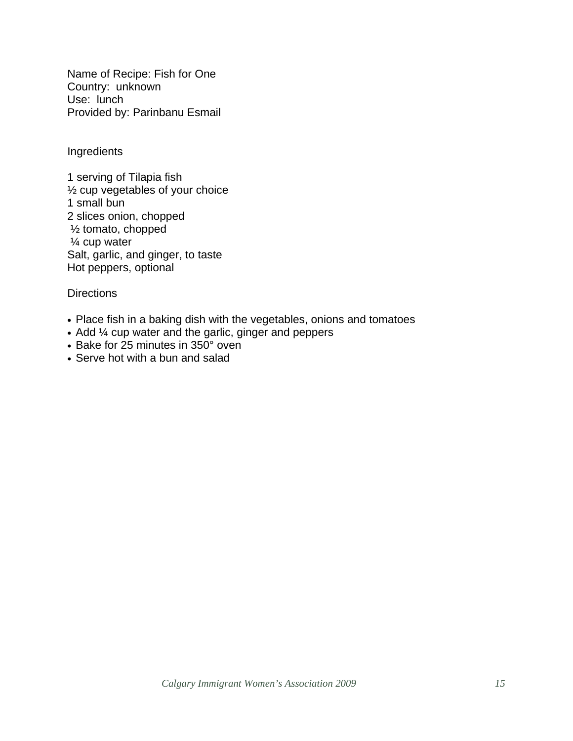Name of Recipe: Fish for One
Country: unknown
Use: lunch
Provided by: Parinbanu Esmail

Ingredients

1 serving of Tilapia fish
½ cup vegetables of your choice
1 small bun
2 slices onion, chopped
½ tomato, chopped
¼ cup water
Salt, garlic, and ginger, to taste
Hot peppers, optional

Directions

- Place fish in a baking dish with the vegetables, onions and tomatoes
- Add ¼ cup water and the garlic, ginger and peppers
- Bake for 25 minutes in 350° oven
- Serve hot with a bun and salad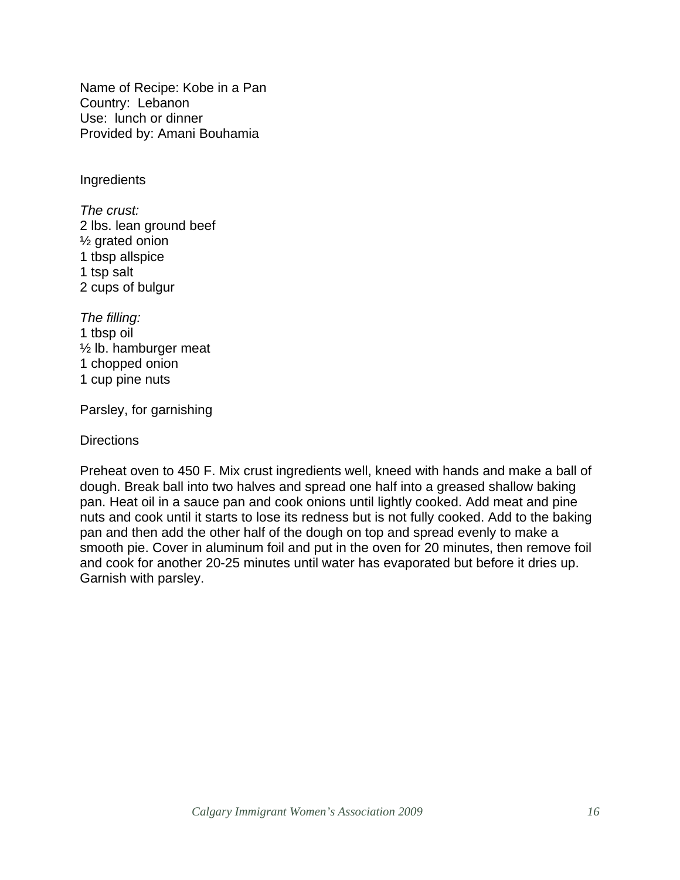Name of Recipe: Kobe in a Pan
Country: Lebanon
Use: lunch or dinner
Provided by: Amani Bouhamia

Ingredients

*The crust:*
2 lbs. lean ground beef
½ grated onion
1 tbsp allspice
1 tsp salt
2 cups of bulgur

*The filling:*
1 tbsp oil
½ lb. hamburger meat
1 chopped onion
1 cup pine nuts

Parsley, for garnishing

Directions

Preheat oven to 450 F. Mix crust ingredients well, kneed with hands and make a ball of dough. Break ball into two halves and spread one half into a greased shallow baking pan. Heat oil in a sauce pan and cook onions until lightly cooked. Add meat and pine nuts and cook until it starts to lose its redness but is not fully cooked. Add to the baking pan and then add the other half of the dough on top and spread evenly to make a smooth pie. Cover in aluminum foil and put in the oven for 20 minutes, then remove foil and cook for another 20-25 minutes until water has evaporated but before it dries up. Garnish with parsley.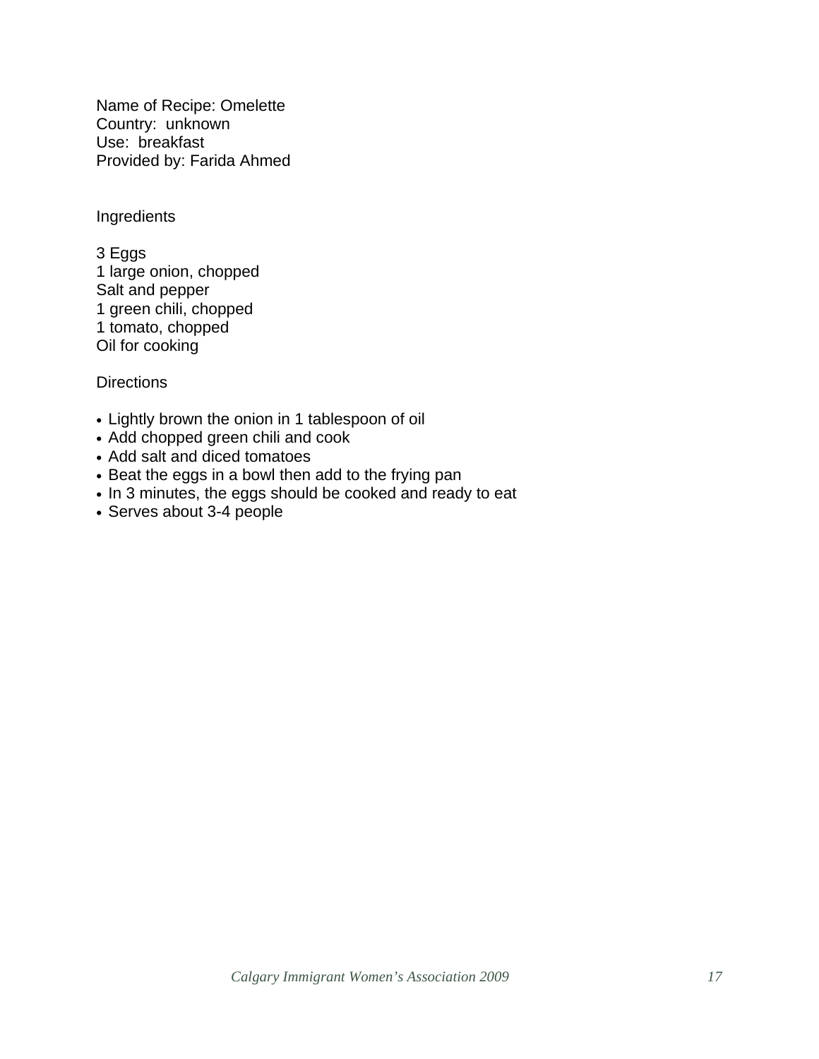Name of Recipe: Omelette
Country: unknown
Use: breakfast
Provided by: Farida Ahmed

Ingredients

3 Eggs
1 large onion, chopped
Salt and pepper
1 green chili, chopped
1 tomato, chopped
Oil for cooking

Directions

- Lightly brown the onion in 1 tablespoon of oil
- Add chopped green chili and cook
- Add salt and diced tomatoes
- Beat the eggs in a bowl then add to the frying pan
- In 3 minutes, the eggs should be cooked and ready to eat
- Serves about 3-4 people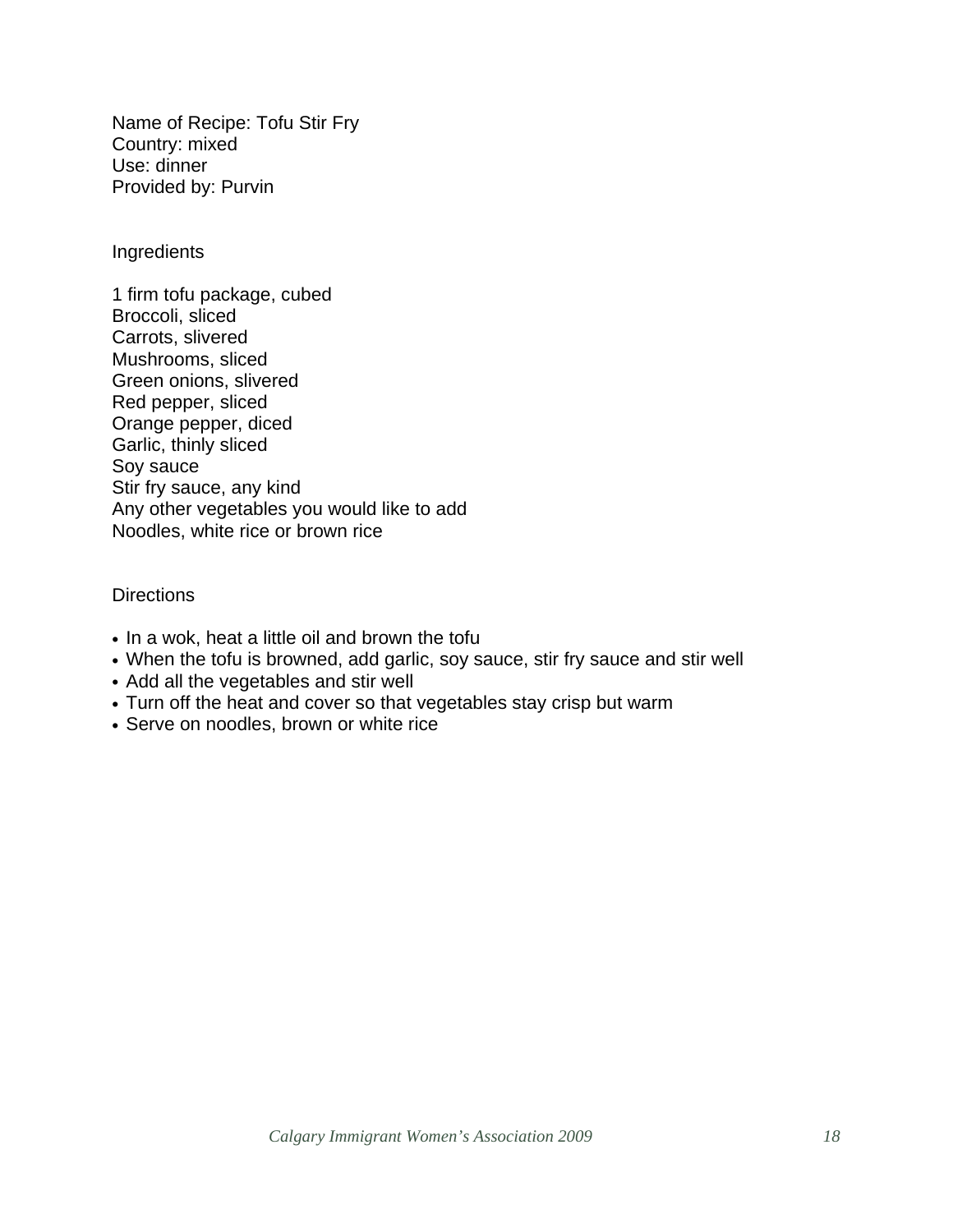Name of Recipe: Tofu Stir Fry
Country: mixed
Use: dinner
Provided by: Purvin

Ingredients

1 firm tofu package, cubed
Broccoli, sliced
Carrots, slivered
Mushrooms, sliced
Green onions, slivered
Red pepper, sliced
Orange pepper, diced
Garlic, thinly sliced
Soy sauce
Stir fry sauce, any kind
Any other vegetables you would like to add
Noodles, white rice or brown rice

Directions

- In a wok, heat a little oil and brown the tofu
- When the tofu is browned, add garlic, soy sauce, stir fry sauce and stir well
- Add all the vegetables and stir well
- Turn off the heat and cover so that vegetables stay crisp but warm
- Serve on noodles, brown or white rice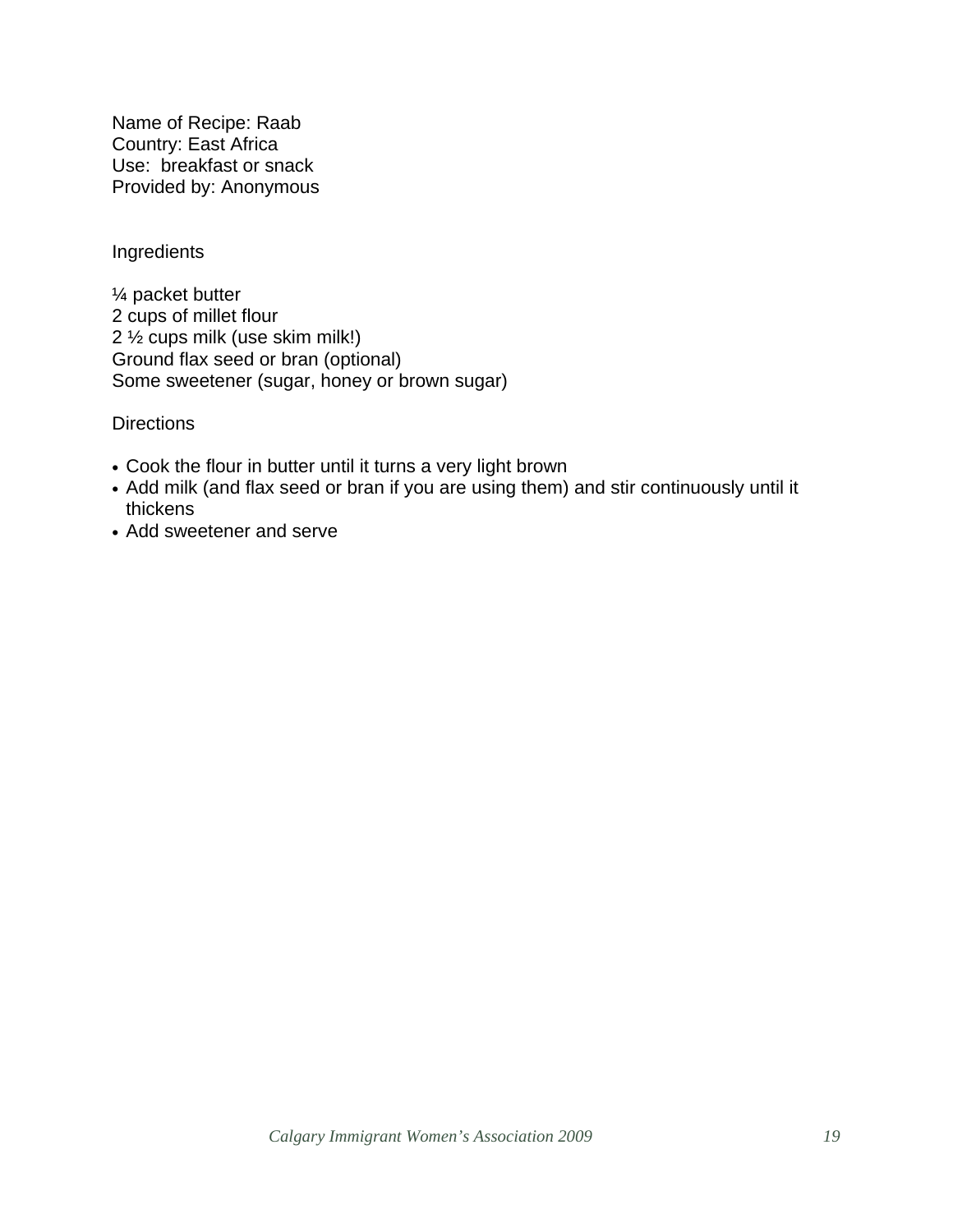Name of Recipe: Raab
Country: East Africa
Use: breakfast or snack
Provided by: Anonymous

Ingredients

¼ packet butter
2 cups of millet flour
2 ½ cups milk (use skim milk!)
Ground flax seed or bran (optional)
Some sweetener (sugar, honey or brown sugar)

Directions

- Cook the flour in butter until it turns a very light brown
- Add milk (and flax seed or bran if you are using them) and stir continuously until it thickens
- Add sweetener and serve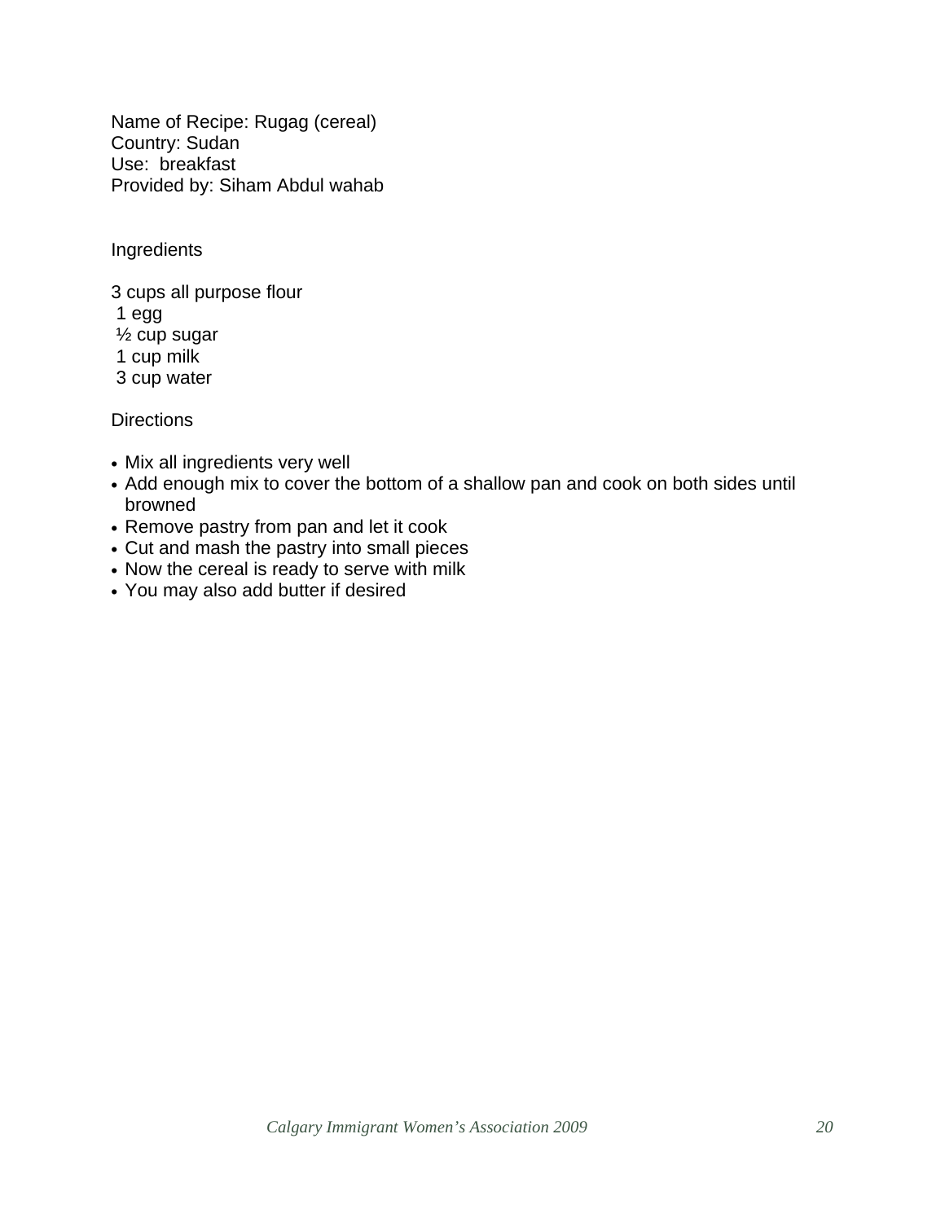Name of Recipe: Rugag (cereal)
Country: Sudan
Use: breakfast
Provided by: Siham Abdul wahab

Ingredients

3 cups all purpose flour
1 egg
½ cup sugar
1 cup milk
3 cup water

Directions

- Mix all ingredients very well
- Add enough mix to cover the bottom of a shallow pan and cook on both sides until browned
- Remove pastry from pan and let it cook
- Cut and mash the pastry into small pieces
- Now the cereal is ready to serve with milk
- You may also add butter if desired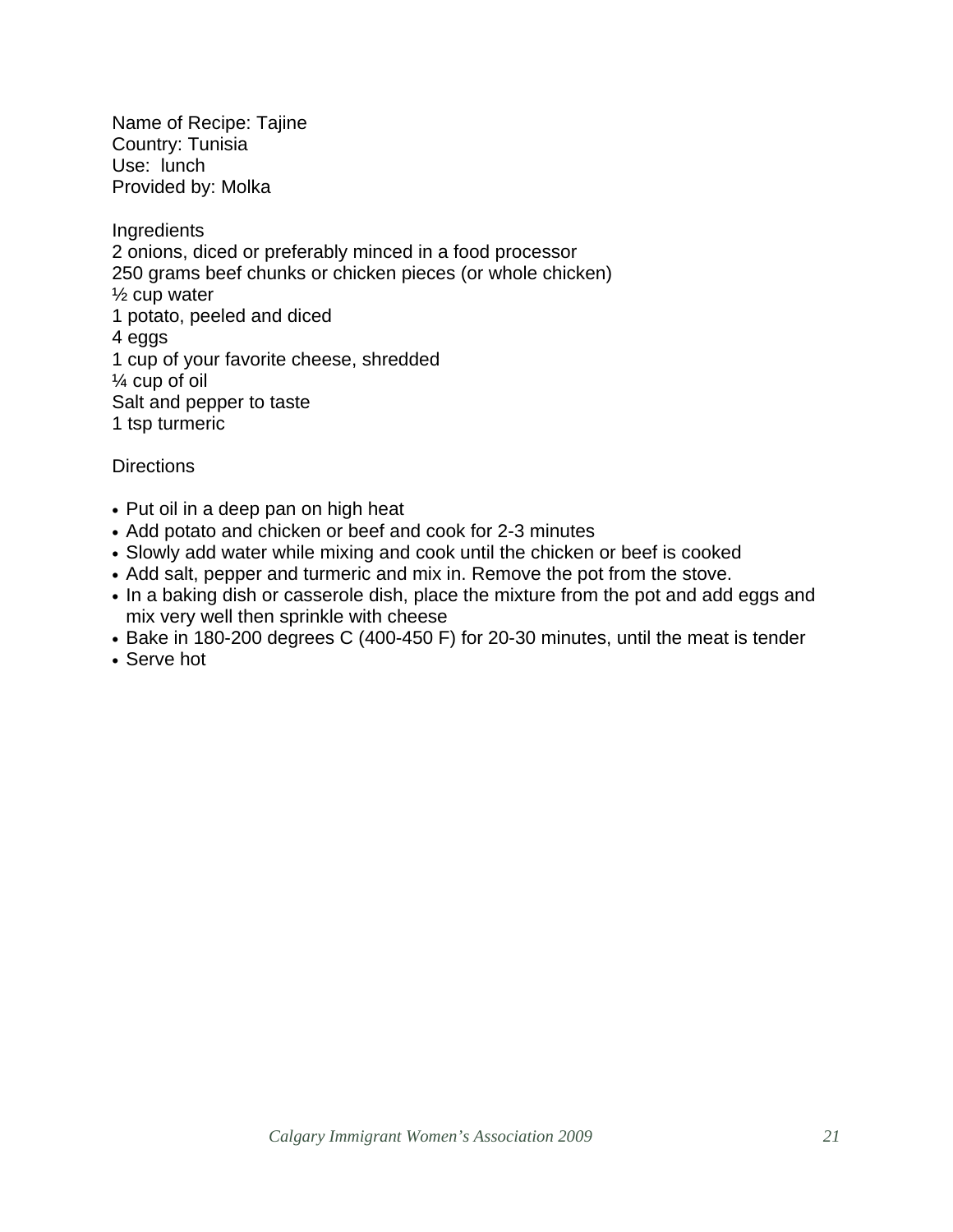Name of Recipe: Tajine
Country: Tunisia
Use: lunch
Provided by: Molka

Ingredients
2 onions, diced or preferably minced in a food processor
250 grams beef chunks or chicken pieces (or whole chicken)
½ cup water
1 potato, peeled and diced
4 eggs
1 cup of your favorite cheese, shredded
¼ cup of oil
Salt and pepper to taste
1 tsp turmeric

Directions

- Put oil in a deep pan on high heat
- Add potato and chicken or beef and cook for 2-3 minutes
- Slowly add water while mixing and cook until the chicken or beef is cooked
- Add salt, pepper and turmeric and mix in. Remove the pot from the stove.
- In a baking dish or casserole dish, place the mixture from the pot and add eggs and mix very well then sprinkle with cheese
- Bake in 180-200 degrees C (400-450 F) for 20-30 minutes, until the meat is tender
- Serve hot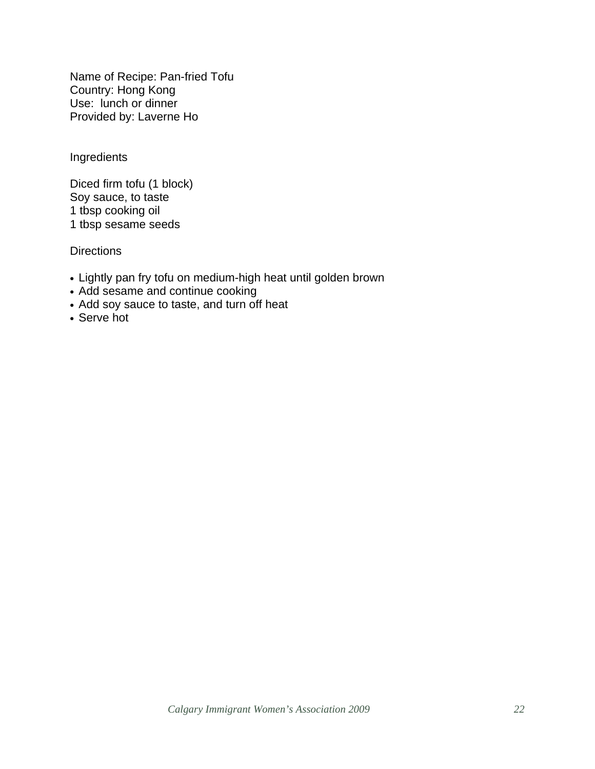Name of Recipe: Pan-fried Tofu
Country: Hong Kong
Use: lunch or dinner
Provided by: Laverne Ho

Ingredients

Diced firm tofu (1 block)
Soy sauce, to taste
1 tbsp cooking oil
1 tbsp sesame seeds

Directions

- Lightly pan fry tofu on medium-high heat until golden brown
- Add sesame and continue cooking
- Add soy sauce to taste, and turn off heat
- Serve hot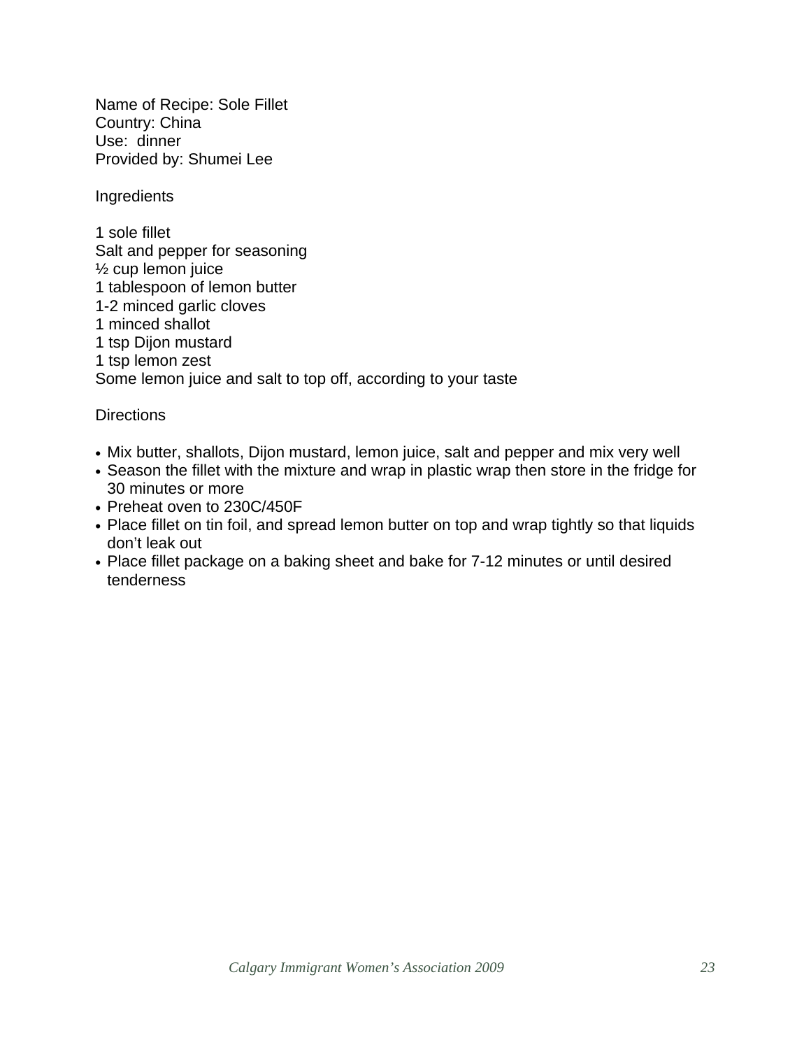Name of Recipe: Sole Fillet
Country: China
Use: dinner
Provided by: Shumei Lee

Ingredients

1 sole fillet
Salt and pepper for seasoning
½ cup lemon juice
1 tablespoon of lemon butter
1-2 minced garlic cloves
1 minced shallot
1 tsp Dijon mustard
1 tsp lemon zest
Some lemon juice and salt to top off, according to your taste

Directions

- Mix butter, shallots, Dijon mustard, lemon juice, salt and pepper and mix very well
- Season the fillet with the mixture and wrap in plastic wrap then store in the fridge for 30 minutes or more
- Preheat oven to 230C/450F
- Place fillet on tin foil, and spread lemon butter on top and wrap tightly so that liquids don't leak out
- Place fillet package on a baking sheet and bake for 7-12 minutes or until desired tenderness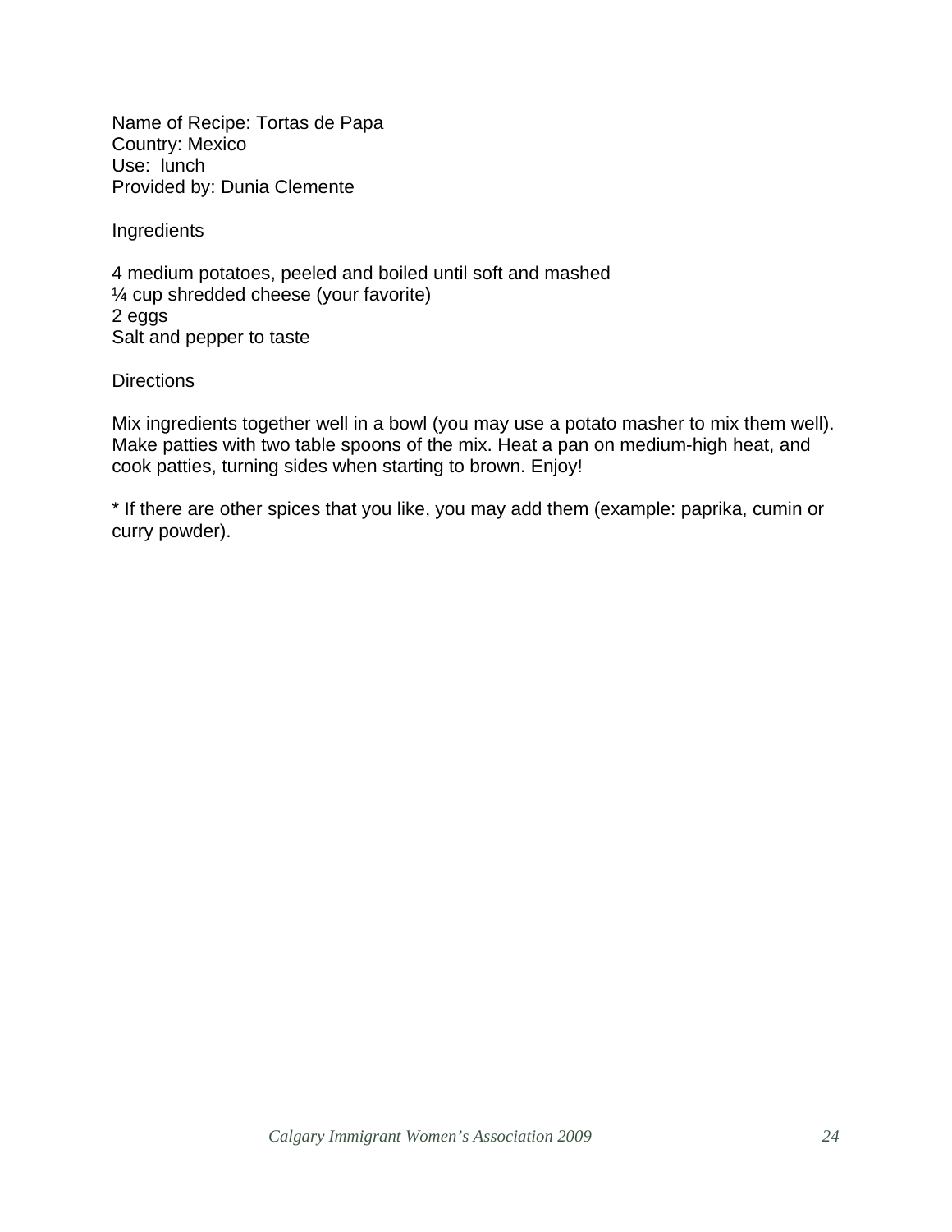Name of Recipe: Tortas de Papa
Country: Mexico
Use: lunch
Provided by: Dunia Clemente

Ingredients

4 medium potatoes, peeled and boiled until soft and mashed
¼ cup shredded cheese (your favorite)
2 eggs
Salt and pepper to taste

Directions

Mix ingredients together well in a bowl (you may use a potato masher to mix them well). Make patties with two table spoons of the mix. Heat a pan on medium-high heat, and cook patties, turning sides when starting to brown. Enjoy!

* If there are other spices that you like, you may add them (example: paprika, cumin or curry powder).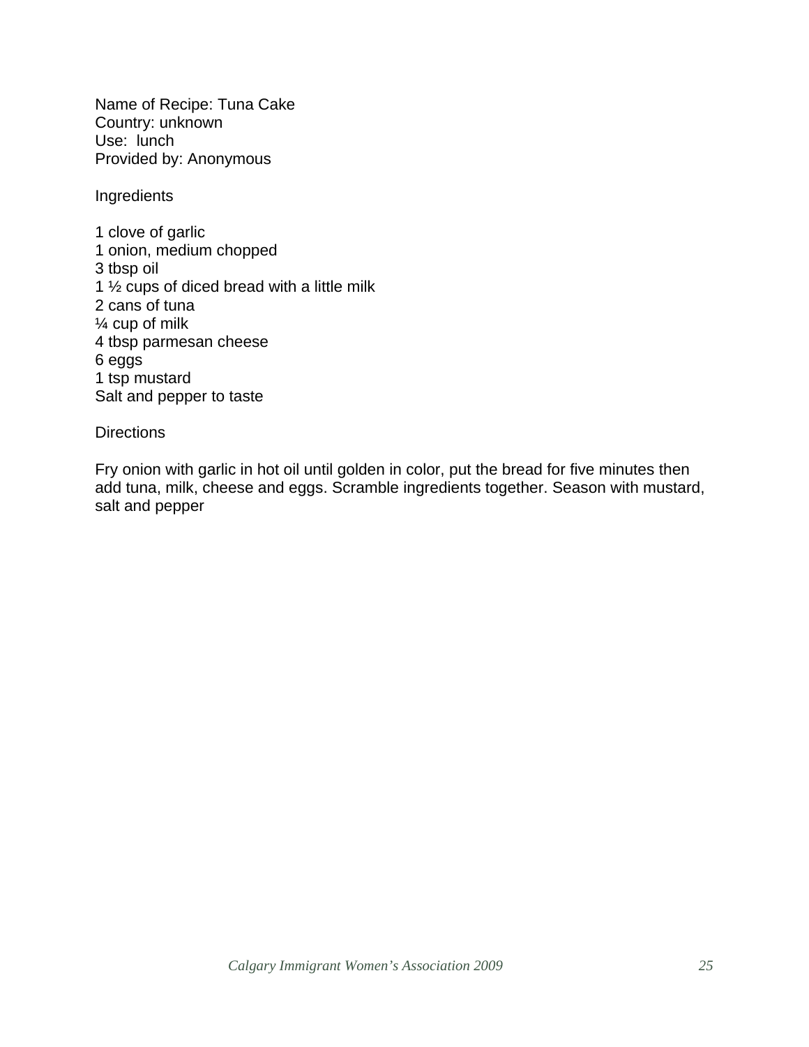Name of Recipe: Tuna Cake
Country: unknown
Use: lunch
Provided by: Anonymous

Ingredients

1 clove of garlic
1 onion, medium chopped
3 tbsp oil
1 ½ cups of diced bread with a little milk
2 cans of tuna
¼ cup of milk
4 tbsp parmesan cheese
6 eggs
1 tsp mustard
Salt and pepper to taste

Directions

Fry onion with garlic in hot oil until golden in color, put the bread for five minutes then add tuna, milk, cheese and eggs. Scramble ingredients together. Season with mustard, salt and pepper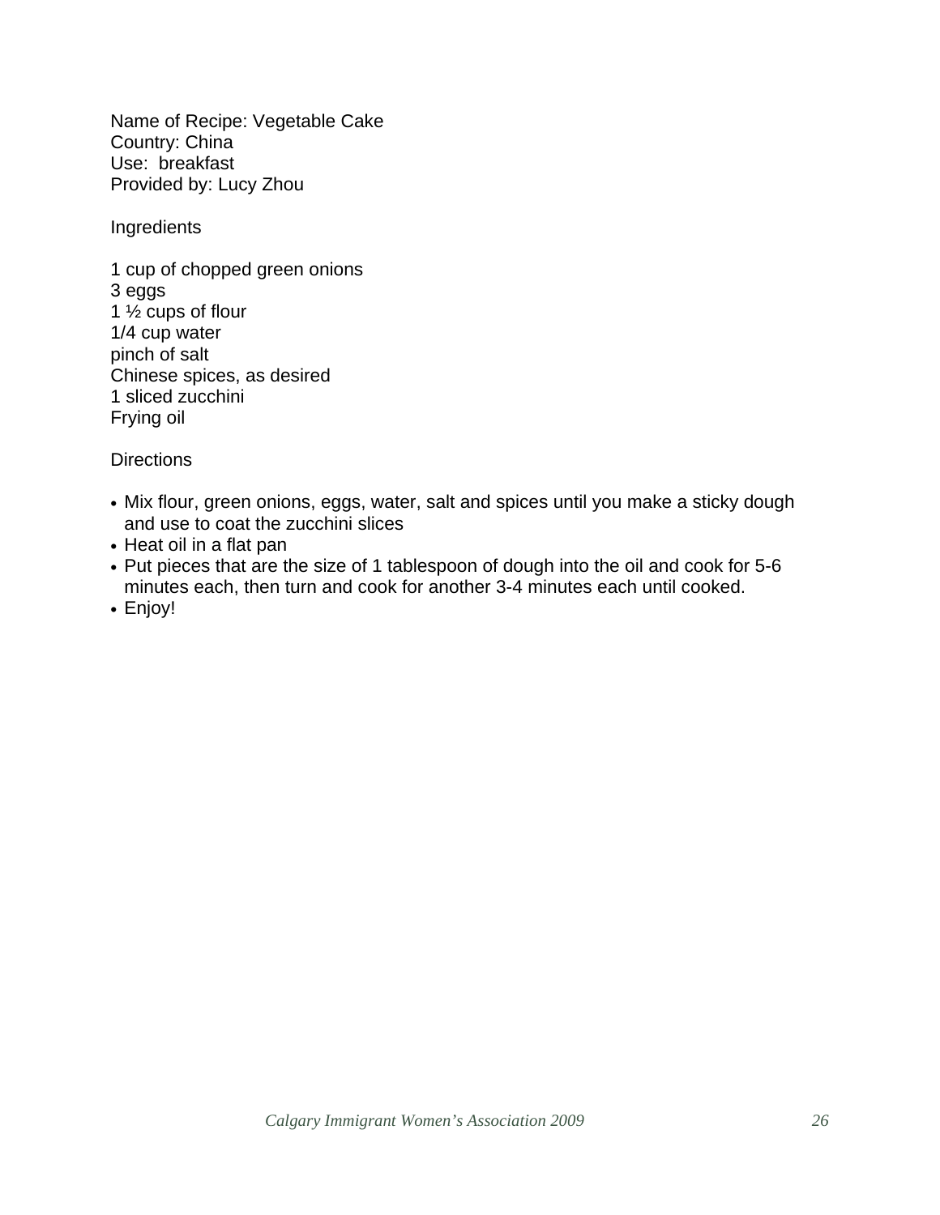Name of Recipe: Vegetable Cake
Country: China
Use: breakfast
Provided by: Lucy Zhou

Ingredients

1 cup of chopped green onions
3 eggs
1 ½ cups of flour
1/4 cup water
pinch of salt
Chinese spices, as desired
1 sliced zucchini
Frying oil

Directions

- Mix flour, green onions, eggs, water, salt and spices until you make a sticky dough and use to coat the zucchini slices
- Heat oil in a flat pan
- Put pieces that are the size of 1 tablespoon of dough into the oil and cook for 5-6 minutes each, then turn and cook for another 3-4 minutes each until cooked.
- Enjoy!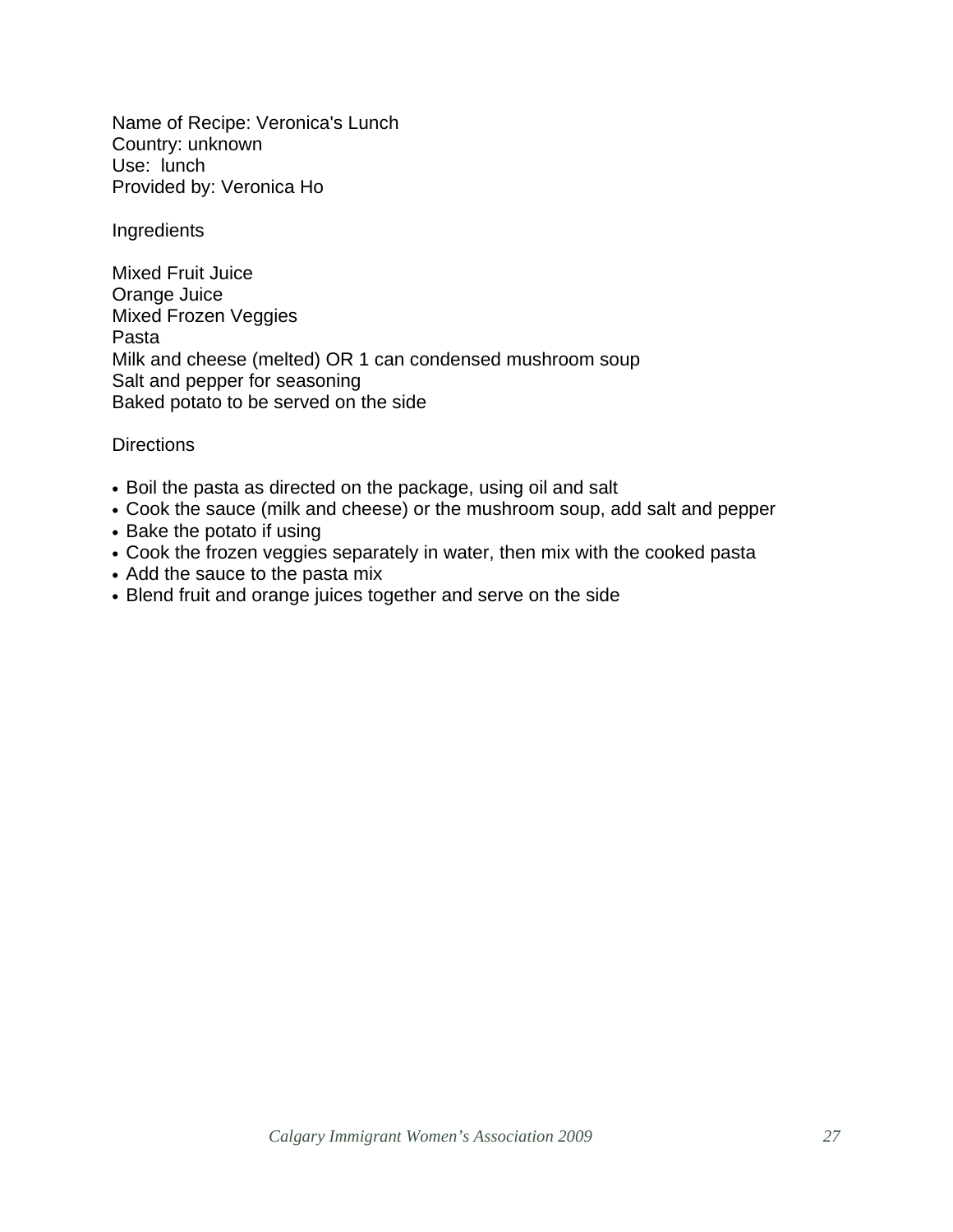Name of Recipe: Veronica's Lunch
Country: unknown
Use: lunch
Provided by: Veronica Ho

Ingredients

Mixed Fruit Juice
Orange Juice
Mixed Frozen Veggies
Pasta
Milk and cheese (melted) OR 1 can condensed mushroom soup
Salt and pepper for seasoning
Baked potato to be served on the side

Directions

- Boil the pasta as directed on the package, using oil and salt
- Cook the sauce (milk and cheese) or the mushroom soup, add salt and pepper
- Bake the potato if using
- Cook the frozen veggies separately in water, then mix with the cooked pasta
- Add the sauce to the pasta mix
- Blend fruit and orange juices together and serve on the side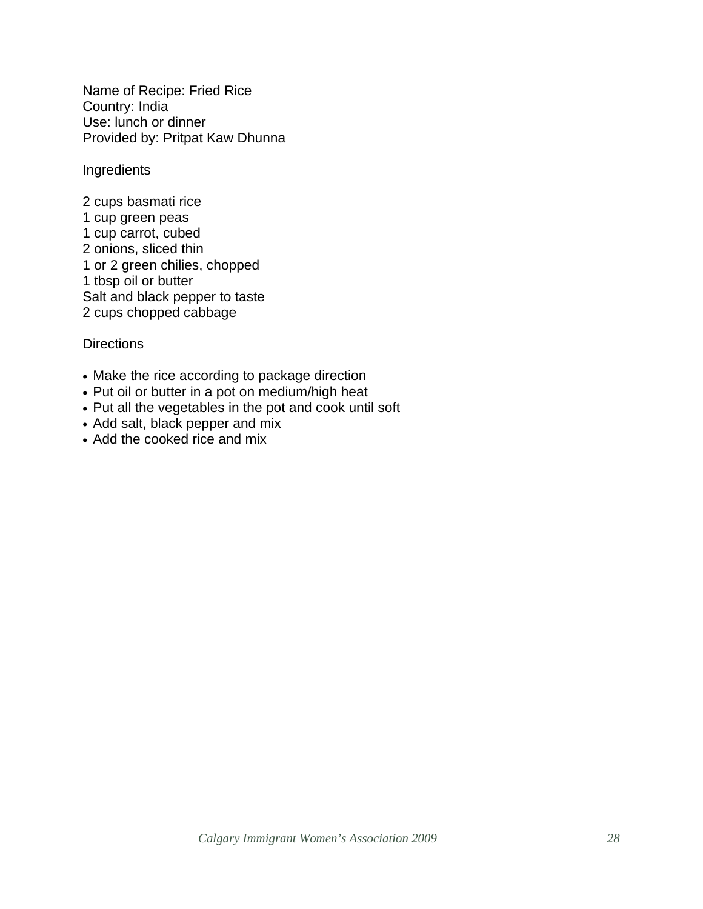Name of Recipe: Fried Rice
Country: India
Use: lunch or dinner
Provided by: Pritpat Kaw Dhunna

Ingredients

2 cups basmati rice
1 cup green peas
1 cup carrot, cubed
2 onions, sliced thin
1 or 2 green chilies, chopped
1 tbsp oil or butter
Salt and black pepper to taste
2 cups chopped cabbage

Directions

- Make the rice according to package direction
- Put oil or butter in a pot on medium/high heat
- Put all the vegetables in the pot and cook until soft
- Add salt, black pepper and mix
- Add the cooked rice and mix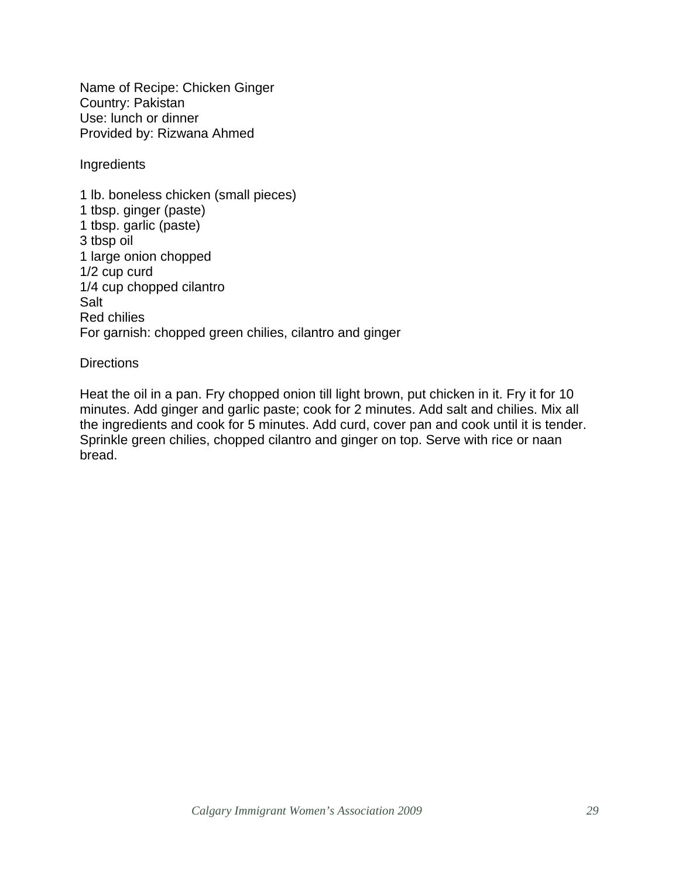Name of Recipe: Chicken Ginger
Country: Pakistan
Use: lunch or dinner
Provided by: Rizwana Ahmed

Ingredients

1 lb. boneless chicken (small pieces)
1 tbsp. ginger (paste)
1 tbsp. garlic (paste)
3 tbsp oil
1 large onion chopped
1/2 cup curd
1/4 cup chopped cilantro
Salt
Red chilies
For garnish: chopped green chilies, cilantro and ginger

Directions

Heat the oil in a pan. Fry chopped onion till light brown, put chicken in it. Fry it for 10 minutes. Add ginger and garlic paste; cook for 2 minutes. Add salt and chilies. Mix all the ingredients and cook for 5 minutes. Add curd, cover pan and cook until it is tender. Sprinkle green chilies, chopped cilantro and ginger on top. Serve with rice or naan bread.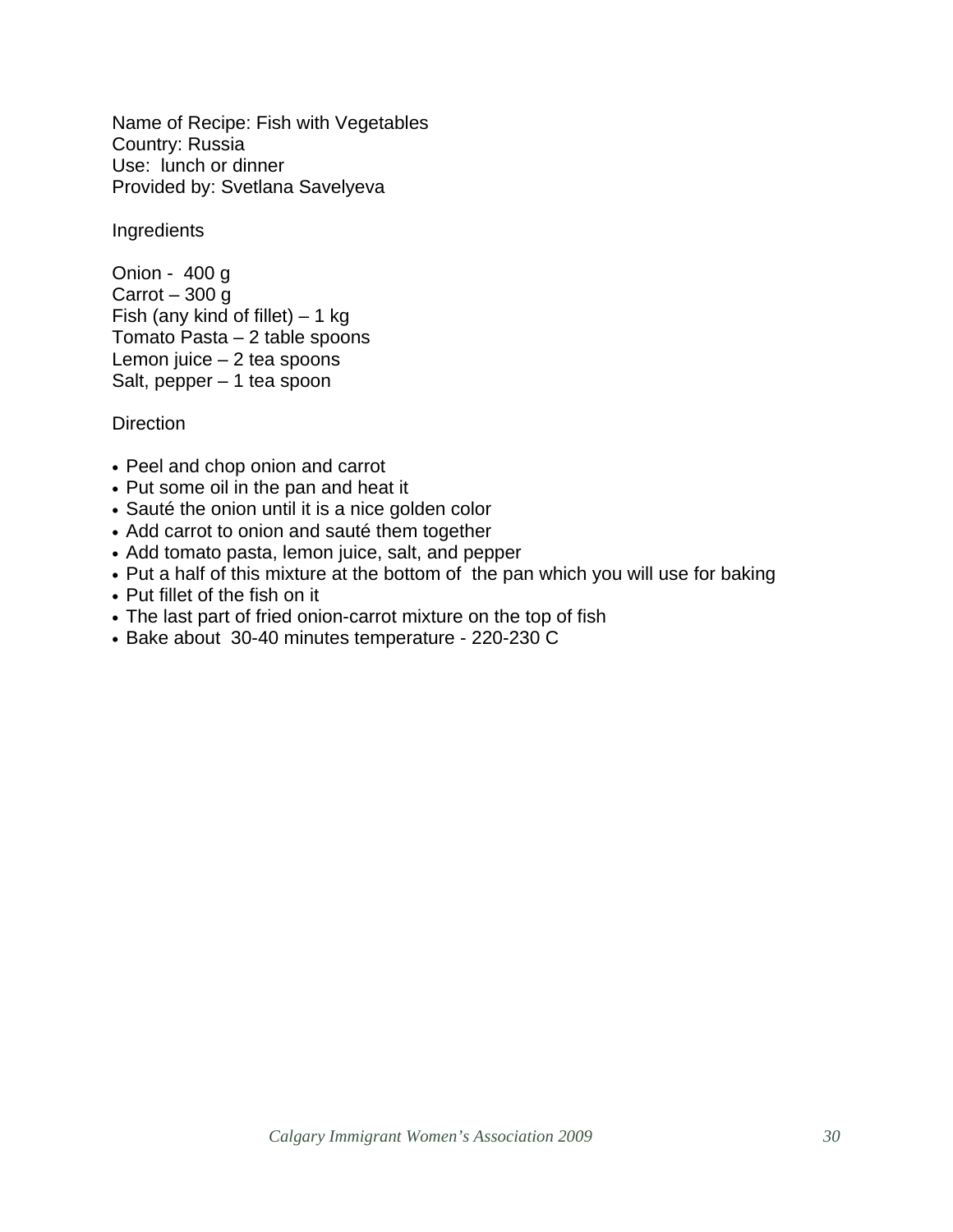Name of Recipe: Fish with Vegetables
Country: Russia
Use: lunch or dinner
Provided by: Svetlana Savelyeva

Ingredients

Onion - 400 g
Carrot – 300 g
Fish (any kind of fillet) – 1 kg
Tomato Pasta – 2 table spoons
Lemon juice – 2 tea spoons
Salt, pepper – 1 tea spoon

Direction

- Peel and chop onion and carrot
- Put some oil in the pan and heat it
- Sauté the onion until it is a nice golden color
- Add carrot to onion and sauté them together
- Add tomato pasta, lemon juice, salt, and pepper
- Put a half of this mixture at the bottom of the pan which you will use for baking
- Put fillet of the fish on it
- The last part of fried onion-carrot mixture on the top of fish
- Bake about 30-40 minutes temperature - 220-230 C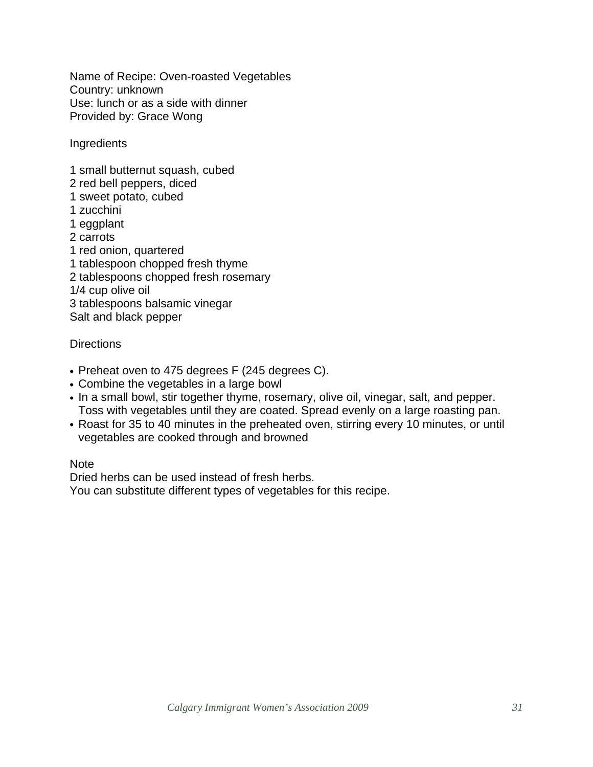Name of Recipe: Oven-roasted Vegetables
Country: unknown
Use: lunch or as a side with dinner
Provided by: Grace Wong

Ingredients

1 small butternut squash, cubed
2 red bell peppers, diced
1 sweet potato, cubed
1 zucchini
1 eggplant
2 carrots
1 red onion, quartered
1 tablespoon chopped fresh thyme
2 tablespoons chopped fresh rosemary
1/4 cup olive oil
3 tablespoons balsamic vinegar
Salt and black pepper

Directions

- Preheat oven to 475 degrees F (245 degrees C).
- Combine the vegetables in a large bowl
- In a small bowl, stir together thyme, rosemary, olive oil, vinegar, salt, and pepper. Toss with vegetables until they are coated. Spread evenly on a large roasting pan.
- Roast for 35 to 40 minutes in the preheated oven, stirring every 10 minutes, or until vegetables are cooked through and browned

Note
Dried herbs can be used instead of fresh herbs.
You can substitute different types of vegetables for this recipe.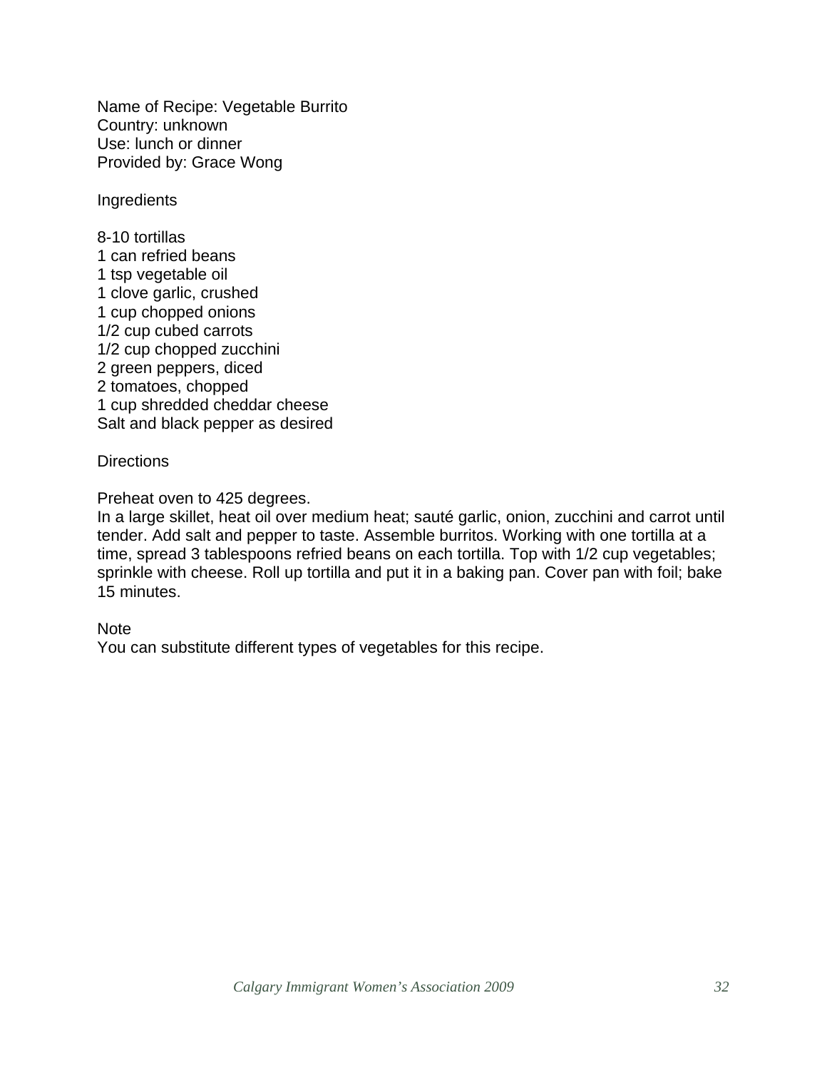Name of Recipe: Vegetable Burrito
Country: unknown
Use: lunch or dinner
Provided by: Grace Wong

Ingredients

8-10 tortillas
1 can refried beans
1 tsp vegetable oil
1 clove garlic, crushed
1 cup chopped onions
1/2 cup cubed carrots
1/2 cup chopped zucchini
2 green peppers, diced
2 tomatoes, chopped
1 cup shredded cheddar cheese
Salt and black pepper as desired

Directions

Preheat oven to 425 degrees.
In a large skillet, heat oil over medium heat; sauté garlic, onion, zucchini and carrot until tender. Add salt and pepper to taste. Assemble burritos. Working with one tortilla at a time, spread 3 tablespoons refried beans on each tortilla. Top with 1/2 cup vegetables; sprinkle with cheese. Roll up tortilla and put it in a baking pan. Cover pan with foil; bake 15 minutes.

Note
You can substitute different types of vegetables for this recipe.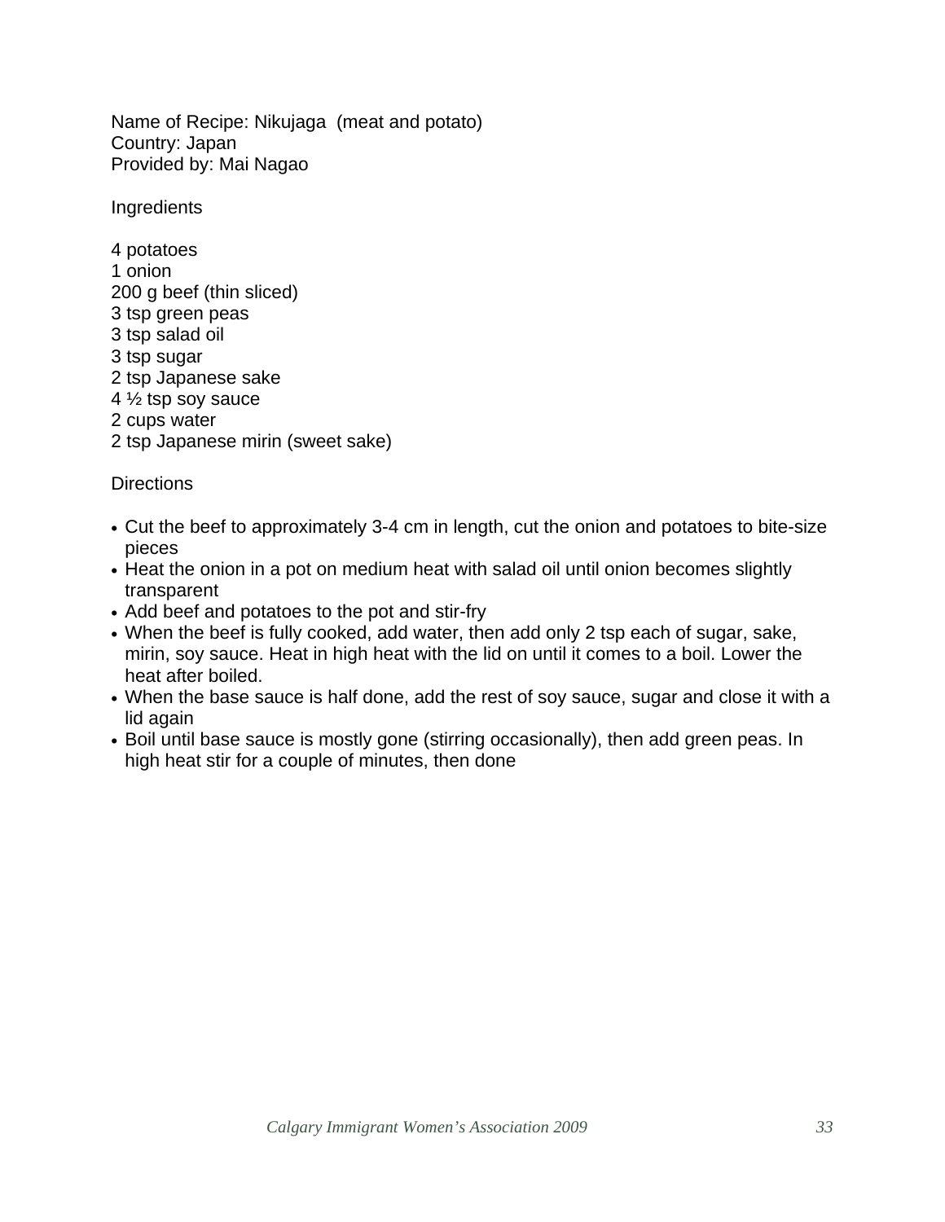Name of Recipe: Nikujaga  (meat and potato)
Country: Japan
Provided by: Mai Nagao

Ingredients

4 potatoes
1 onion
200 g beef (thin sliced)
3 tsp green peas
3 tsp salad oil
3 tsp sugar
2 tsp Japanese sake
4 ½ tsp soy sauce
2 cups water
2 tsp Japanese mirin (sweet sake)

Directions

- Cut the beef to approximately 3-4 cm in length, cut the onion and potatoes to bite-size pieces
- Heat the onion in a pot on medium heat with salad oil until onion becomes slightly transparent
- Add beef and potatoes to the pot and stir-fry
- When the beef is fully cooked, add water, then add only 2 tsp each of sugar, sake, mirin, soy sauce. Heat in high heat with the lid on until it comes to a boil. Lower the heat after boiled.
- When the base sauce is half done, add the rest of soy sauce, sugar and close it with a lid again
- Boil until base sauce is mostly gone (stirring occasionally), then add green peas. In high heat stir for a couple of minutes, then done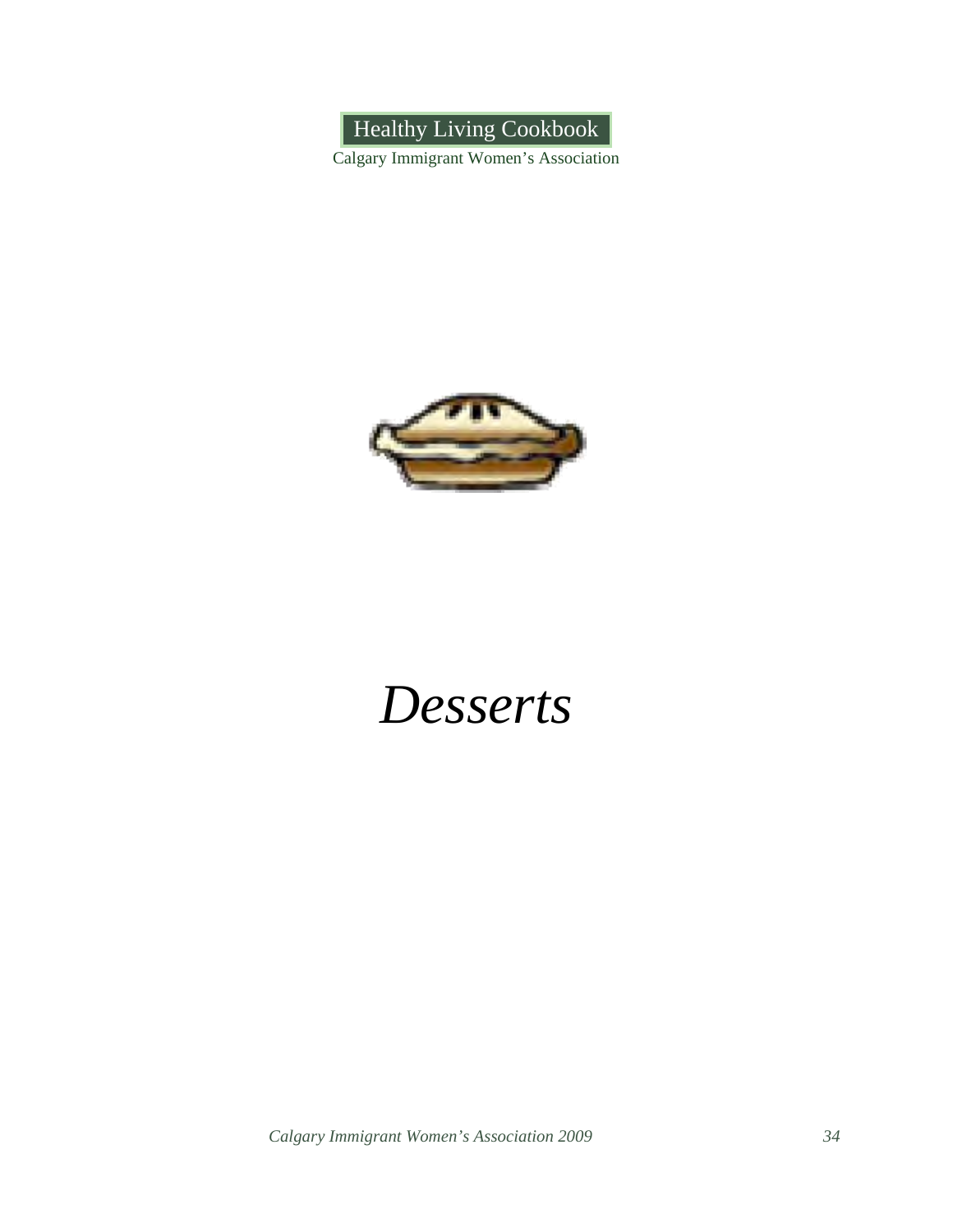# *Desserts*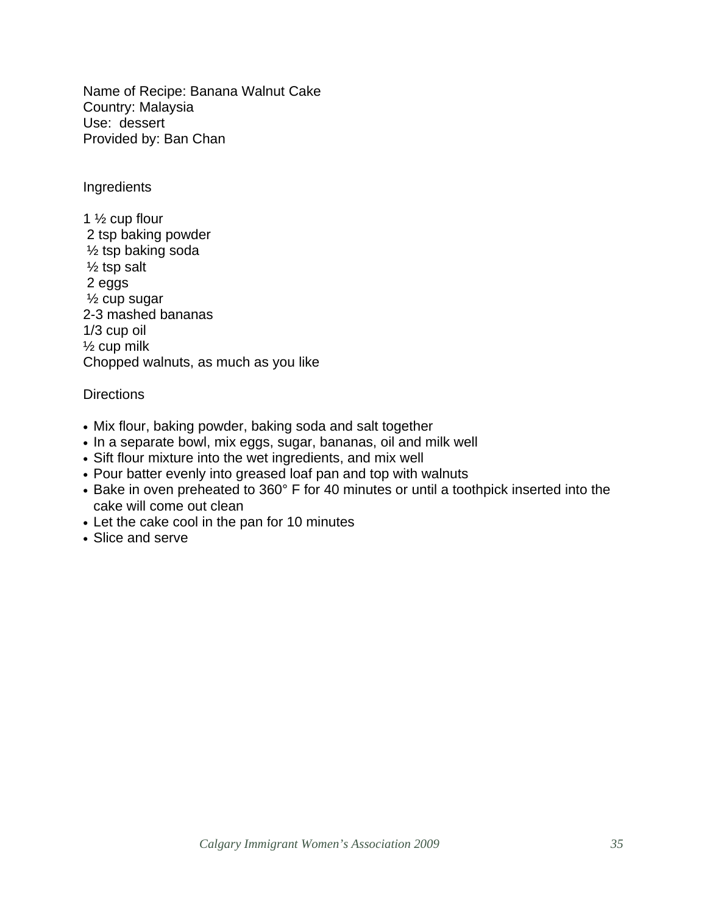Name of Recipe: Banana Walnut Cake
Country: Malaysia
Use: dessert
Provided by: Ban Chan

Ingredients

1 ½ cup flour
2 tsp baking powder
½ tsp baking soda
½ tsp salt
2 eggs
½ cup sugar
2-3 mashed bananas
1/3 cup oil
½ cup milk
Chopped walnuts, as much as you like

Directions

- Mix flour, baking powder, baking soda and salt together
- In a separate bowl, mix eggs, sugar, bananas, oil and milk well
- Sift flour mixture into the wet ingredients, and mix well
- Pour batter evenly into greased loaf pan and top with walnuts
- Bake in oven preheated to 360° F for 40 minutes or until a toothpick inserted into the cake will come out clean
- Let the cake cool in the pan for 10 minutes
- Slice and serve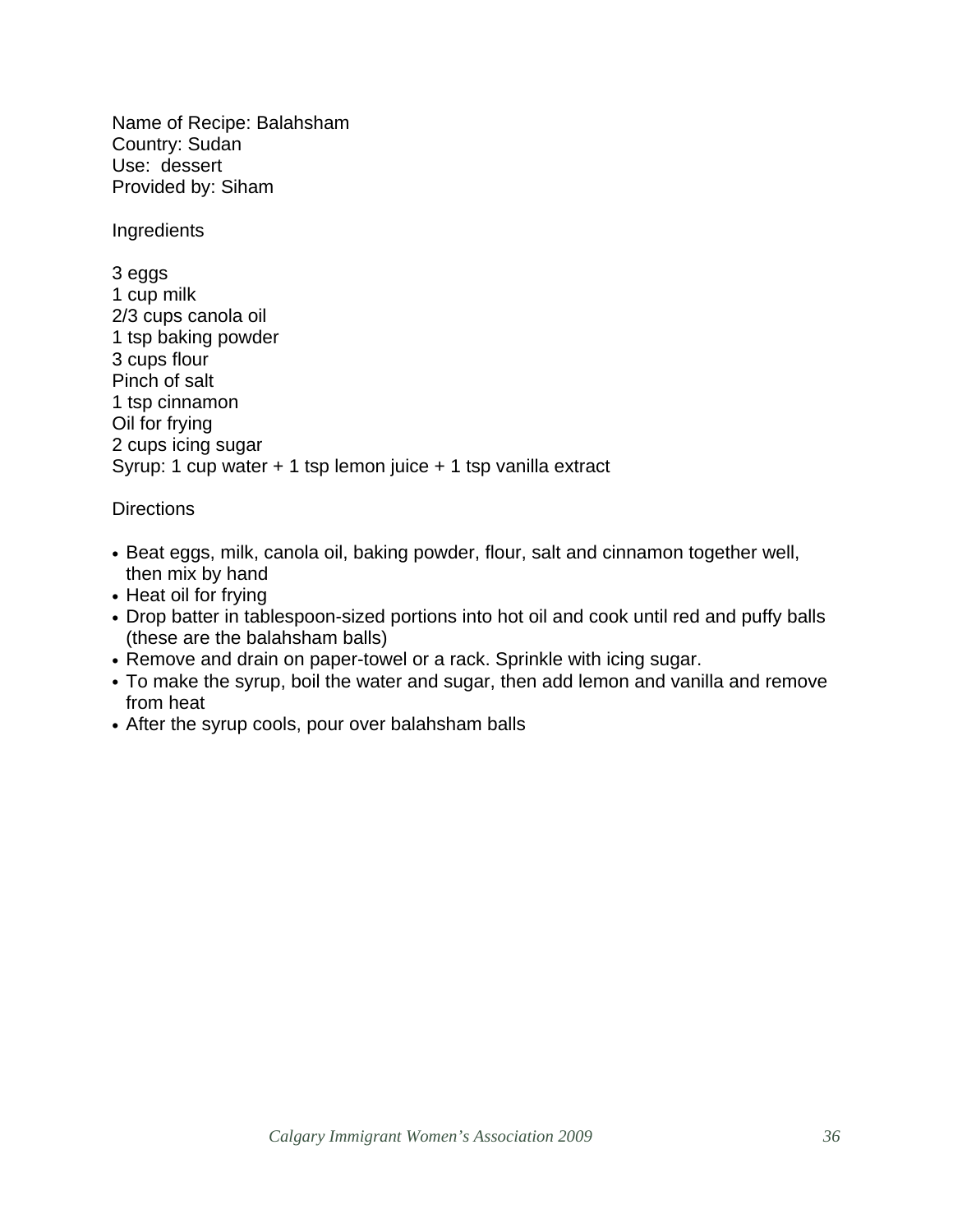Name of Recipe: Balahsham
Country: Sudan
Use: dessert
Provided by: Siham

Ingredients

3 eggs
1 cup milk
2/3 cups canola oil
1 tsp baking powder
3 cups flour
Pinch of salt
1 tsp cinnamon
Oil for frying
2 cups icing sugar
Syrup: 1 cup water + 1 tsp lemon juice + 1 tsp vanilla extract

Directions

- Beat eggs, milk, canola oil, baking powder, flour, salt and cinnamon together well, then mix by hand
- Heat oil for frying
- Drop batter in tablespoon-sized portions into hot oil and cook until red and puffy balls (these are the balahsham balls)
- Remove and drain on paper-towel or a rack. Sprinkle with icing sugar.
- To make the syrup, boil the water and sugar, then add lemon and vanilla and remove from heat
- After the syrup cools, pour over balahsham balls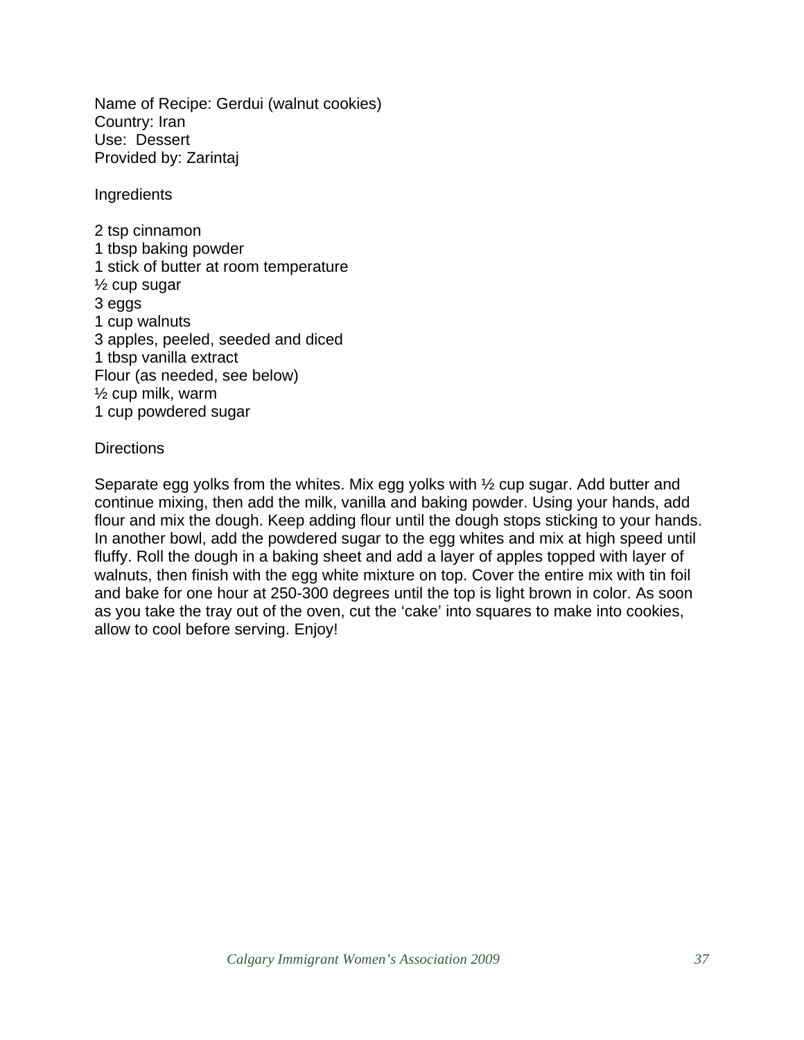Name of Recipe: Gerdui (walnut cookies)
Country: Iran
Use: Dessert
Provided by: Zarintaj

Ingredients

2 tsp cinnamon
1 tbsp baking powder
1 stick of butter at room temperature
½ cup sugar
3 eggs
1 cup walnuts
3 apples, peeled, seeded and diced
1 tbsp vanilla extract
Flour (as needed, see below)
½ cup milk, warm
1 cup powdered sugar

Directions

Separate egg yolks from the whites. Mix egg yolks with ½ cup sugar. Add butter and continue mixing, then add the milk, vanilla and baking powder. Using your hands, add flour and mix the dough. Keep adding flour until the dough stops sticking to your hands. In another bowl, add the powdered sugar to the egg whites and mix at high speed until fluffy. Roll the dough in a baking sheet and add a layer of apples topped with layer of walnuts, then finish with the egg white mixture on top. Cover the entire mix with tin foil and bake for one hour at 250-300 degrees until the top is light brown in color. As soon as you take the tray out of the oven, cut the 'cake' into squares to make into cookies, allow to cool before serving. Enjoy!